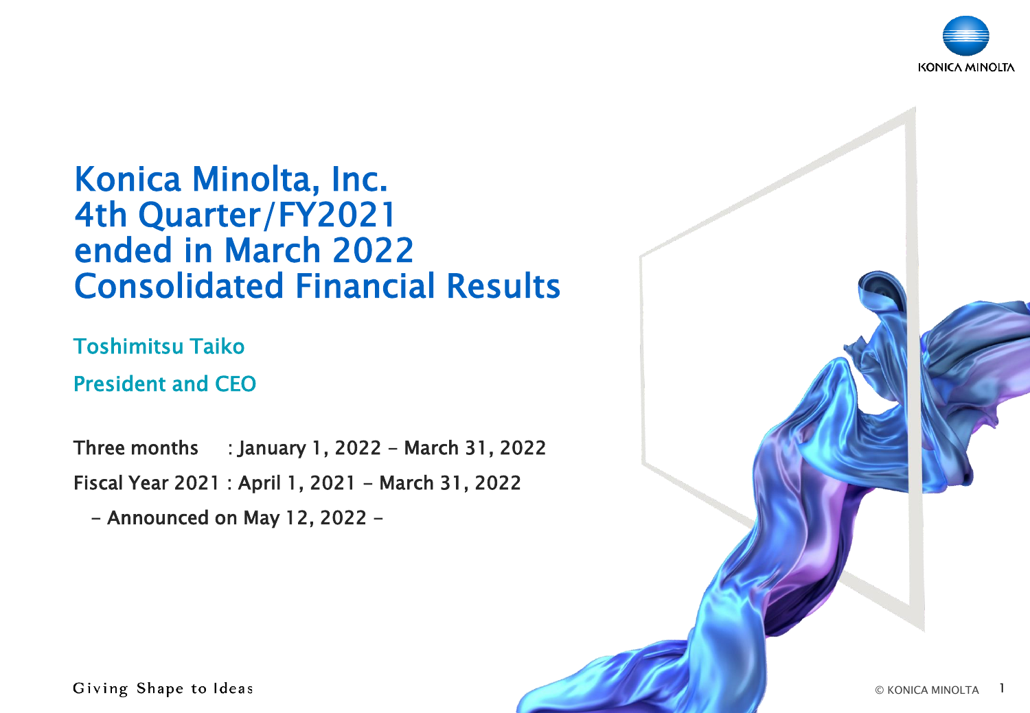# Konica Minolta, Inc.
# 4th Quarter/FY2021
# ended in March 2022
# Consolidated Financial Results

Toshimitsu Taiko

President and CEO

Three months : January 1, 2022 - March 31, 2022

Fiscal Year 2021 : April 1, 2021 - March 31, 2022

- Announced on May 12, 2022 -

Giving Shape to Ideas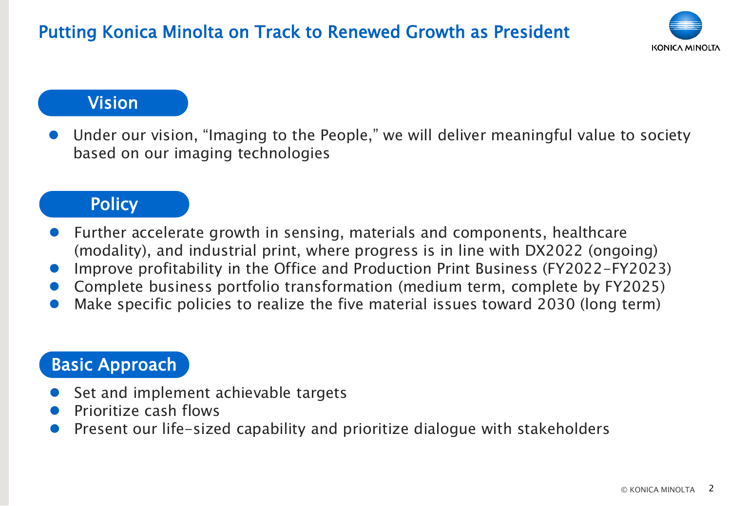# Putting Konica Minolta on Track to Renewed Growth as President

## Vision

- Under our vision, “Imaging to the People,” we will deliver meaningful value to society based on our imaging technologies

## Policy

- Further accelerate growth in sensing, materials and components, healthcare (modality), and industrial print, where progress is in line with DX2022 (ongoing)
- Improve profitability in the Office and Production Print Business (FY2022-FY2023)
- Complete business portfolio transformation (medium term, complete by FY2025)
- Make specific policies to realize the five material issues toward 2030 (long term)

## Basic Approach

- Set and implement achievable targets
- Prioritize cash flows
- Present our life-sized capability and prioritize dialogue with stakeholders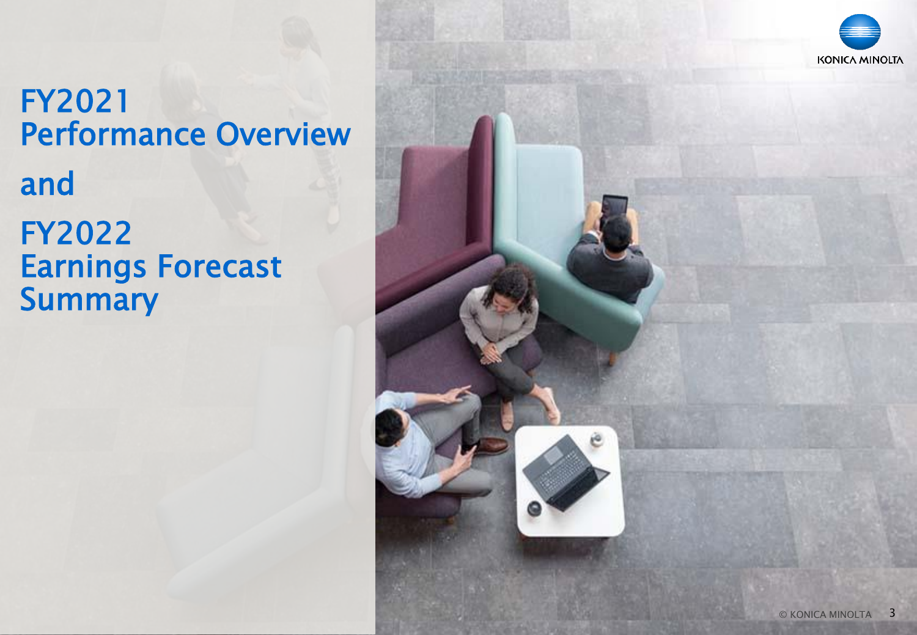# FY2021 Performance Overview and FY2022 Earnings Forecast Summary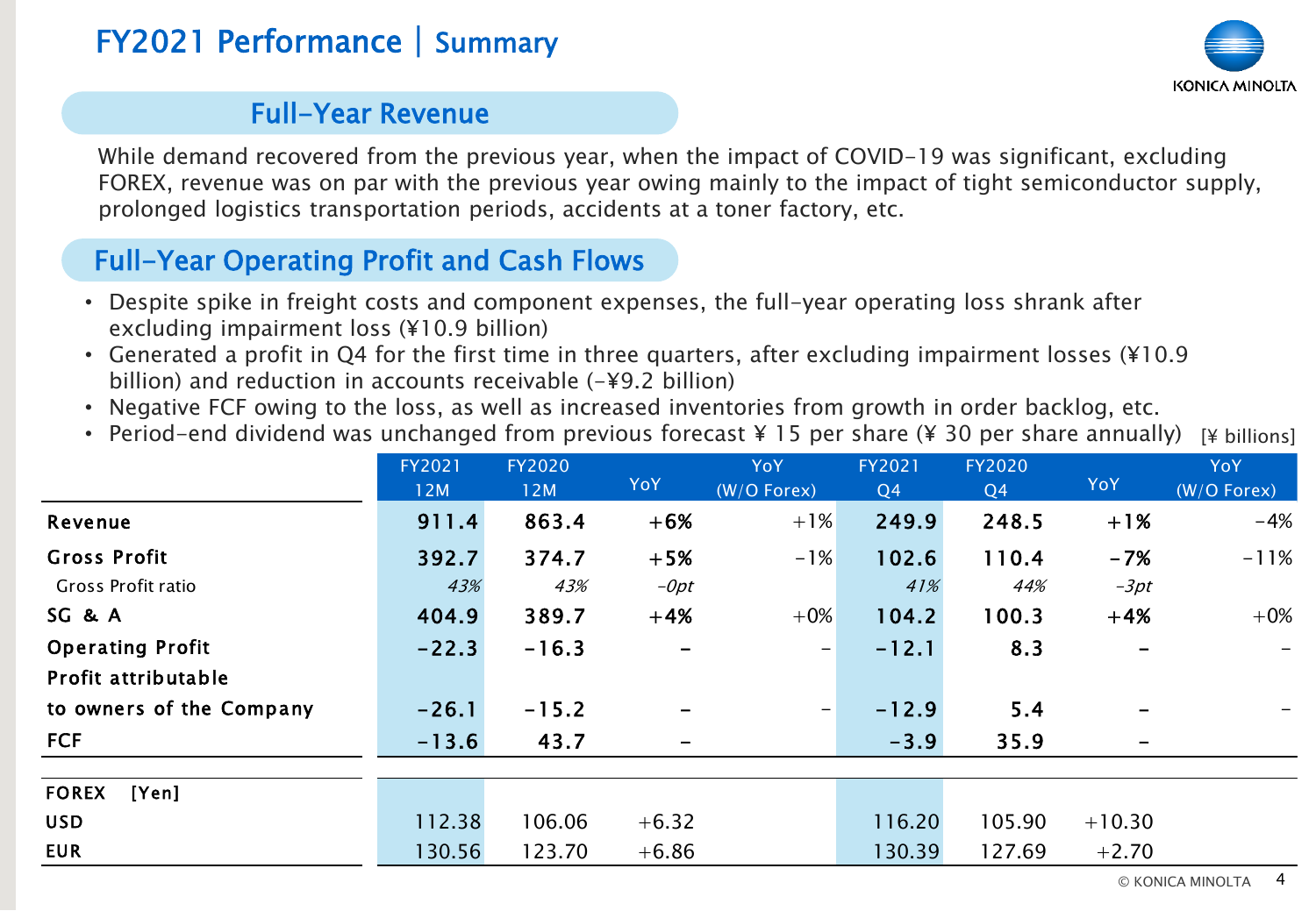# FY2021 Performance | Summary

## Full-Year Revenue

While demand recovered from the previous year, when the impact of COVID-19 was significant, excluding FOREX, revenue was on par with the previous year owing mainly to the impact of tight semiconductor supply, prolonged logistics transportation periods, accidents at a toner factory, etc.

## Full-Year Operating Profit and Cash Flows

- Despite spike in freight costs and component expenses, the full-year operating loss shrank after excluding impairment loss (¥10.9 billion)
- Generated a profit in Q4 for the first time in three quarters, after excluding impairment losses (¥10.9 billion) and reduction in accounts receivable (-¥9.2 billion)
- Negative FCF owing to the loss, as well as increased inventories from growth in order backlog, etc.
- Period-end dividend was unchanged from previous forecast ¥ 15 per share (¥ 30 per share annually)

[¥ billions]

| | FY2021 12M | FY2020 12M | YoY | YoY (W/O Forex) | FY2021 Q4 | FY2020 Q4 | YoY | YoY (W/O Forex) |
|---|---|---|---|---|---|---|---|---|
| **Revenue** | 911.4 | 863.4 | +6% | +1% | 249.9 | 248.5 | +1% | -4% |
| **Gross Profit** | 392.7 | 374.7 | +5% | -1% | 102.6 | 110.4 | -7% | -11% |
| Gross Profit ratio | *43%* | *43%* | *-0pt* | | *41%* | *44%* | *-3pt* | |
| **SG & A** | 404.9 | 389.7 | +4% | +0% | 104.2 | 100.3 | +4% | +0% |
| **Operating Profit** | -22.3 | -16.3 | - | - | -12.1 | 8.3 | - | - |
| **Profit attributable to owners of the Company** | -26.1 | -15.2 | - | - | -12.9 | 5.4 | - | - |
| **FCF** | -13.6 | 43.7 | - | | -3.9 | 35.9 | - | |
| **FOREX [Yen]** | | | | | | | | |
| **USD** | 112.38 | 106.06 | +6.32 | | 116.20 | 105.90 | +10.30 | |
| **EUR** | 130.56 | 123.70 | +6.86 | | 130.39 | 127.69 | +2.70 | |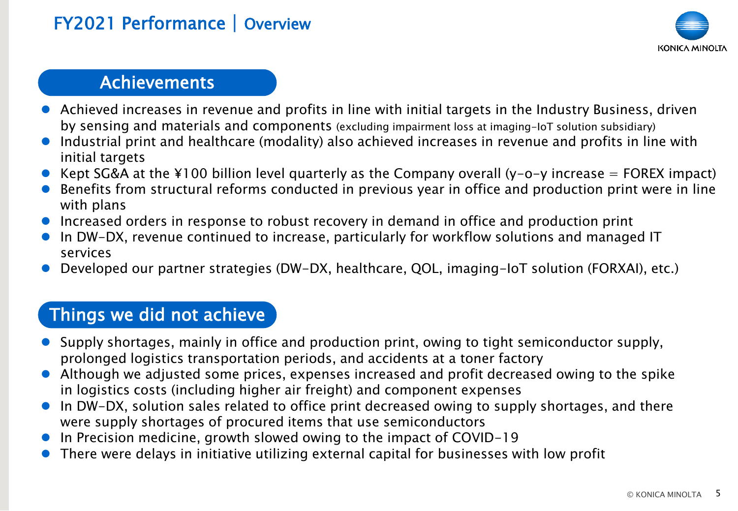# FY2021 Performance | Overview

## Achievements

- Achieved increases in revenue and profits in line with initial targets in the Industry Business, driven by sensing and materials and components (excluding impairment loss at imaging-IoT solution subsidiary)
- Industrial print and healthcare (modality) also achieved increases in revenue and profits in line with initial targets
- Kept SG&A at the ¥100 billion level quarterly as the Company overall (y-o-y increase = FOREX impact)
- Benefits from structural reforms conducted in previous year in office and production print were in line with plans
- Increased orders in response to robust recovery in demand in office and production print
- In DW-DX, revenue continued to increase, particularly for workflow solutions and managed IT services
- Developed our partner strategies (DW-DX, healthcare, QOL, imaging-IoT solution (FORXAI), etc.)

## Things we did not achieve

- Supply shortages, mainly in office and production print, owing to tight semiconductor supply, prolonged logistics transportation periods, and accidents at a toner factory
- Although we adjusted some prices, expenses increased and profit decreased owing to the spike in logistics costs (including higher air freight) and component expenses
- In DW-DX, solution sales related to office print decreased owing to supply shortages, and there were supply shortages of procured items that use semiconductors
- In Precision medicine, growth slowed owing to the impact of COVID-19
- There were delays in initiative utilizing external capital for businesses with low profit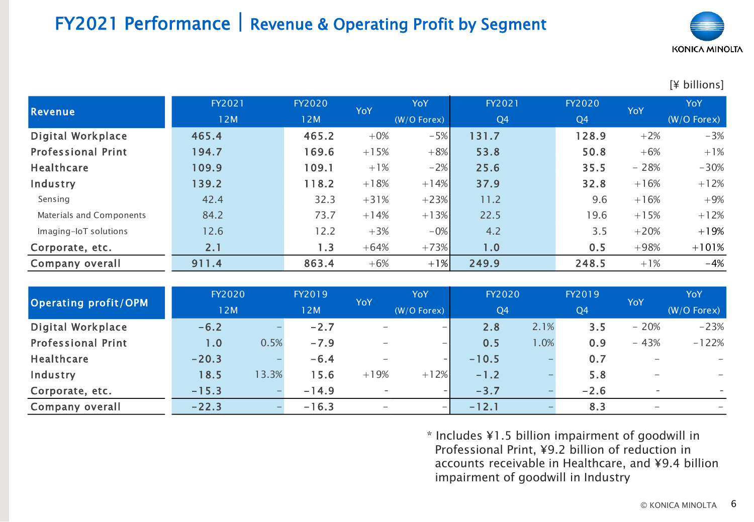# FY2021 Performance | Revenue & Operating Profit by Segment

[¥ billions]

| Revenue | FY2021 12M | FY2020 12M | YoY | YoY (W/O Forex) | FY2021 Q4 | FY2020 Q4 | YoY | YoY (W/O Forex) |
|---|---|---|---|---|---|---|---|---|
| Digital Workplace | 465.4 | 465.2 | +0% | -5% | 131.7 | 128.9 | +2% | -3% |
| Professional Print | 194.7 | 169.6 | +15% | +8% | 53.8 | 50.8 | +6% | +1% |
| Healthcare | 109.9 | 109.1 | +1% | -2% | 25.6 | 35.5 | - 28% | -30% |
| Industry | 139.2 | 118.2 | +18% | +14% | 37.9 | 32.8 | +16% | +12% |
| Sensing | 42.4 | 32.3 | +31% | +23% | 11.2 | 9.6 | +16% | +9% |
| Materials and Components | 84.2 | 73.7 | +14% | +13% | 22.5 | 19.6 | +15% | +12% |
| Imaging-IoT solutions | 12.6 | 12.2 | +3% | -0% | 4.2 | 3.5 | +20% | +19% |
| Corporate, etc. | 2.1 | 1.3 | +64% | +73% | 1.0 | 0.5 | +98% | +101% |
| Company overall | 911.4 | 863.4 | +6% | +1% | 249.9 | 248.5 | +1% | -4% |

| Operating profit/OPM | FY2020 12M | | FY2019 12M | YoY | YoY (W/O Forex) | FY2020 Q4 | | FY2019 Q4 | YoY | YoY (W/O Forex) |
|---|---|---|---|---|---|---|---|---|---|---|
| Digital Workplace | -6.2 | - | -2.7 | - | - | 2.8 | 2.1% | 3.5 | - 20% | -23% |
| Professional Print | 1.0 | 0.5% | -7.9 | - | - | 0.5 | 1.0% | 0.9 | - 43% | -122% |
| Healthcare | -20.3 | - | -6.4 | - | - | -10.5 | - | 0.7 | - | - |
| Industry | 18.5 | 13.3% | 15.6 | +19% | +12% | -1.2 | - | 5.8 | - | - |
| Corporate, etc. | -15.3 | - | -14.9 | - | - | -3.7 | - | -2.6 | - | - |
| Company overall | -22.3 | - | -16.3 | - | - | -12.1 | - | 8.3 | - | - |

* Includes ¥1.5 billion impairment of goodwill in Professional Print, ¥9.2 billion of reduction in accounts receivable in Healthcare, and ¥9.4 billion impairment of goodwill in Industry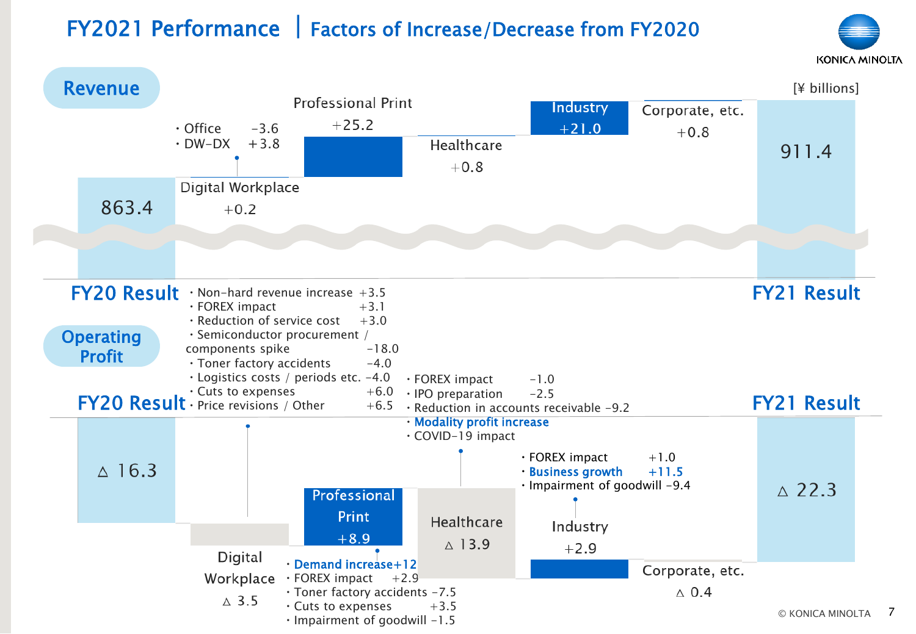# FY2021 Performance | Factors of Increase/Decrease from FY2020

[¥ billions]

## Revenue

| | Change / Result |
|---|---|
| FY20 Result | 863.4 |
| Digital Workplace | +0.2 |
| Professional Print | +25.2 |
| Healthcare | +0.8 |
| Industry | +21.0 |
| Corporate, etc. | +0.8 |
| FY21 Result | 911.4 |

Digital Workplace:
- Office -3.6
- DW-DX +3.8

## Operating Profit

| | Change / Result |
|---|---|
| FY20 Result | △ 16.3 |
| Digital Workplace | △ 3.5 |
| Professional Print | +8.9 |
| Healthcare | △ 13.9 |
| Industry | +2.9 |
| Corporate, etc. | △ 0.4 |
| FY21 Result | △ 22.3 |

Digital Workplace:
- Non-hard revenue increase +3.5
- FOREX impact +3.1
- Reduction of service cost +3.0
- Semiconductor procurement / components spike -18.0
- Toner factory accidents -4.0
- Logistics costs / periods etc. -4.0
- Cuts to expenses +6.0
- Price revisions / Other +6.5

Professional Print:
- **Demand increase+12**
- FOREX impact +2.9
- Toner factory accidents -7.5
- Cuts to expenses +3.5
- Impairment of goodwill -1.5

Healthcare:
- FOREX impact -1.0
- IPO preparation -2.5
- Reduction in accounts receivable -9.2
- **Modality profit increase**
- COVID-19 impact

Industry:
- FOREX impact +1.0
- **Business growth +11.5**
- Impairment of goodwill -9.4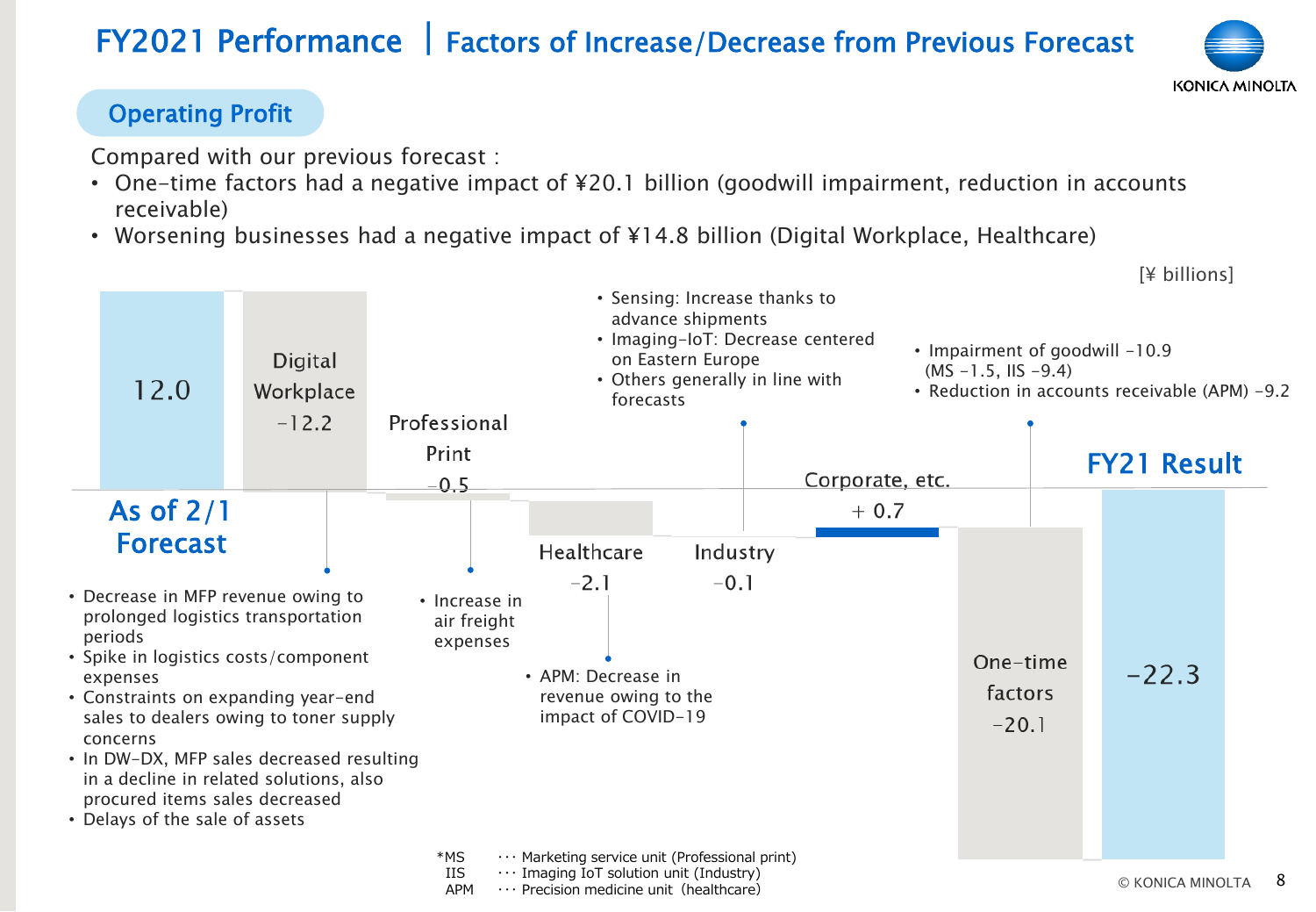# FY2021 Performance | Factors of Increase/Decrease from Previous Forecast

## Operating Profit

Compared with our previous forecast :

- One-time factors had a negative impact of ¥20.1 billion (goodwill impairment, reduction in accounts receivable)
- Worsening businesses had a negative impact of ¥14.8 billion (Digital Workplace, Healthcare)

[¥ billions]

| Item | Amount |
|---|---|
| As of 2/1 Forecast | 12.0 |
| Digital Workplace | −12.2 |
| Professional Print | −0.5 |
| Healthcare | −2.1 |
| Industry | −0.1 |
| Corporate, etc. | + 0.7 |
| One-time factors | −20.1 |
| FY21 Result | −22.3 |

**Digital Workplace:**
- Decrease in MFP revenue owing to prolonged logistics transportation periods
- Spike in logistics costs/component expenses
- Constraints on expanding year-end sales to dealers owing to toner supply concerns
- In DW-DX, MFP sales decreased resulting in a decline in related solutions, also procured items sales decreased
- Delays of the sale of assets

**Professional Print:**
- Increase in air freight expenses

**Healthcare:**
- APM: Decrease in revenue owing to the impact of COVID-19

**Industry:**
- Sensing: Increase thanks to advance shipments
- Imaging-IoT: Decrease centered on Eastern Europe
- Others generally in line with forecasts

**One-time factors:**
- Impairment of goodwill −10.9 (MS −1.5, IIS −9.4)
- Reduction in accounts receivable (APM) −9.2

*MS ··· Marketing service unit (Professional print)
IIS ··· Imaging IoT solution unit (Industry)
APM ··· Precision medicine unit (healthcare)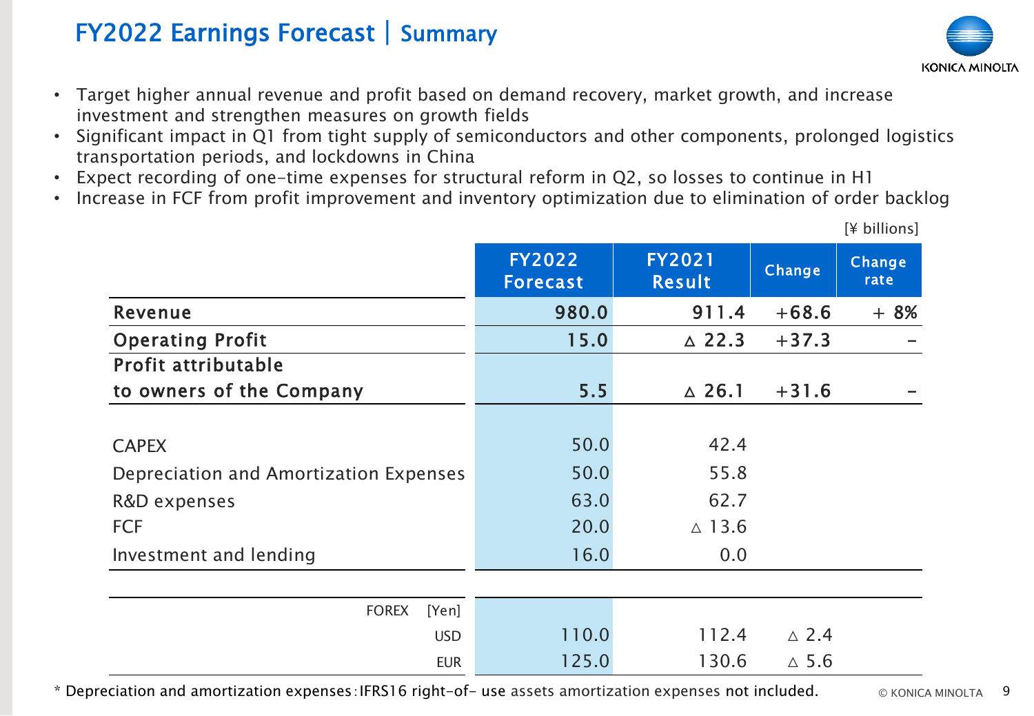# FY2022 Earnings Forecast | Summary

- Target higher annual revenue and profit based on demand recovery, market growth, and increase investment and strengthen measures on growth fields
- Significant impact in Q1 from tight supply of semiconductors and other components, prolonged logistics transportation periods, and lockdowns in China
- Expect recording of one-time expenses for structural reform in Q2, so losses to continue in H1
- Increase in FCF from profit improvement and inventory optimization due to elimination of order backlog

[¥ billions]

| | FY2022 Forecast | FY2021 Result | Change | Change rate |
|---|---|---|---|---|
| **Revenue** | **980.0** | **911.4** | **+68.6** | **+ 8%** |
| **Operating Profit** | **15.0** | **△ 22.3** | **+37.3** | **-** |
| **Profit attributable to owners of the Company** | **5.5** | **△ 26.1** | **+31.6** | **-** |
| CAPEX | 50.0 | 42.4 | | |
| Depreciation and Amortization Expenses | 50.0 | 55.8 | | |
| R&D expenses | 63.0 | 62.7 | | |
| FCF | 20.0 | △ 13.6 | | |
| Investment and lending | 16.0 | 0.0 | | |
| FOREX [Yen] | | | | |
| USD | 110.0 | 112.4 | △ 2.4 | |
| EUR | 125.0 | 130.6 | △ 5.6 | |

* Depreciation and amortization expenses : IFRS16 right-of- use assets amortization expenses not included.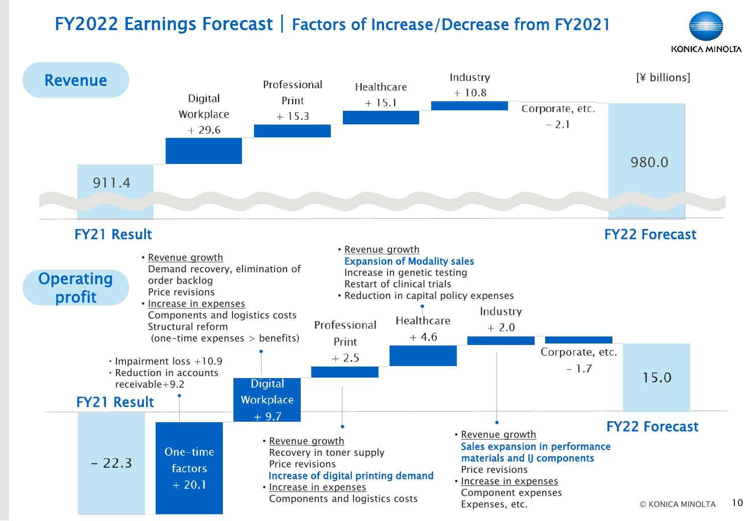# FY2022 Earnings Forecast | Factors of Increase/Decrease from FY2021

## Revenue

[¥ billions]

| Item | Amount |
| --- | --- |
| FY21 Result | 911.4 |
| Digital Workplace | + 29.6 |
| Professional Print | + 15.3 |
| Healthcare | + 15.1 |
| Industry | + 10.8 |
| Corporate, etc. | - 2.1 |
| FY22 Forecast | 980.0 |

## Operating profit

| Item | Amount |
| --- | --- |
| FY21 Result | - 22.3 |
| One-time factors | + 20.1 |
| Digital Workplace | + 9.7 |
| Professional Print | + 2.5 |
| Healthcare | + 4.6 |
| Industry | + 2.0 |
| Corporate, etc. | - 1.7 |
| FY22 Forecast | 15.0 |

**One-time factors**
- Impairment loss +10.9
- Reduction in accounts receivable+9.2

**Digital Workplace**
- Revenue growth
  - Demand recovery, elimination of order backlog
  - Price revisions
- Increase in expenses
  - Components and logistics costs
  - Structural reform (one-time expenses > benefits)

**Professional Print**
- Revenue growth
  - Recovery in toner supply
  - Price revisions
  - **Increase of digital printing demand**
- Increase in expenses
  - Components and logistics costs

**Healthcare**
- Revenue growth
  - **Expansion of Modality sales**
  - Increase in genetic testing
  - Restart of clinical trials
- Reduction in capital policy expenses

**Industry**
- Revenue growth
  - **Sales expansion in performance materials and IJ components**
  - Price revisions
- Increase in expenses
  - Component expenses
  - Expenses, etc.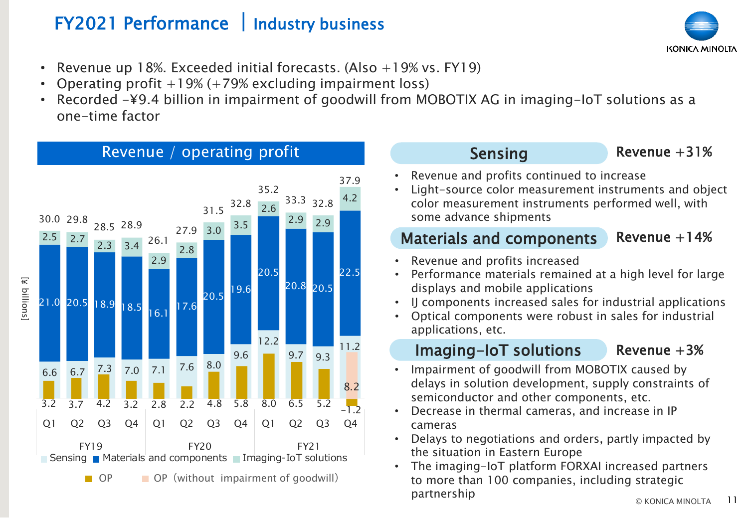# FY2021 Performance | Industry business

- Revenue up 18%. Exceeded initial forecasts. (Also +19% vs. FY19)
- Operating profit +19% (+79% excluding impairment loss)
- Recorded -¥9.4 billion in impairment of goodwill from MOBOTIX AG in imaging-IoT solutions as a one-time factor

## Revenue / operating profit

[¥ billions]

| | FY19 Q1 | FY19 Q2 | FY19 Q3 | FY19 Q4 | FY20 Q1 | FY20 Q2 | FY20 Q3 | FY20 Q4 | FY21 Q1 | FY21 Q2 | FY21 Q3 | FY21 Q4 |
|---|---|---|---|---|---|---|---|---|---|---|---|---|
| Total revenue | 30.0 | 29.8 | 28.5 | 28.9 | 26.1 | 27.9 | 31.5 | 32.8 | 35.2 | 33.3 | 32.8 | 37.9 |
| Imaging-IoT solutions | 2.5 | 2.7 | 2.3 | 3.4 | 2.9 | 2.8 | 3.0 | 3.5 | 2.6 | 2.9 | 2.9 | 4.2 |
| Materials and components | 21.0 | 20.5 | 18.9 | 18.5 | 16.1 | 17.6 | 20.5 | 19.6 | 20.5 | 20.8 | 20.5 | 22.5 |
| Sensing | 6.6 | 6.7 | 7.3 | 7.0 | 7.1 | 7.6 | 8.0 | 9.6 | 12.2 | 9.7 | 9.3 | 11.2 |
| OP | 3.2 | 3.7 | 4.2 | 3.2 | 2.8 | 2.2 | 4.8 | 5.8 | 8.0 | 6.5 | 5.2 | -1.2 |
| OP (without impairment of goodwill) | | | | | | | | | | | | 8.2 |

## Sensing — Revenue +31%

- Revenue and profits continued to increase
- Light-source color measurement instruments and object color measurement instruments performed well, with some advance shipments

## Materials and components — Revenue +14%

- Revenue and profits increased
- Performance materials remained at a high level for large displays and mobile applications
- IJ components increased sales for industrial applications
- Optical components were robust in sales for industrial applications, etc.

## Imaging-IoT solutions — Revenue +3%

- Impairment of goodwill from MOBOTIX caused by delays in solution development, supply constraints of semiconductor and other components, etc.
- Decrease in thermal cameras, and increase in IP cameras
- Delays to negotiations and orders, partly impacted by the situation in Eastern Europe
- The imaging-IoT platform FORXAI increased partners to more than 100 companies, including strategic partnership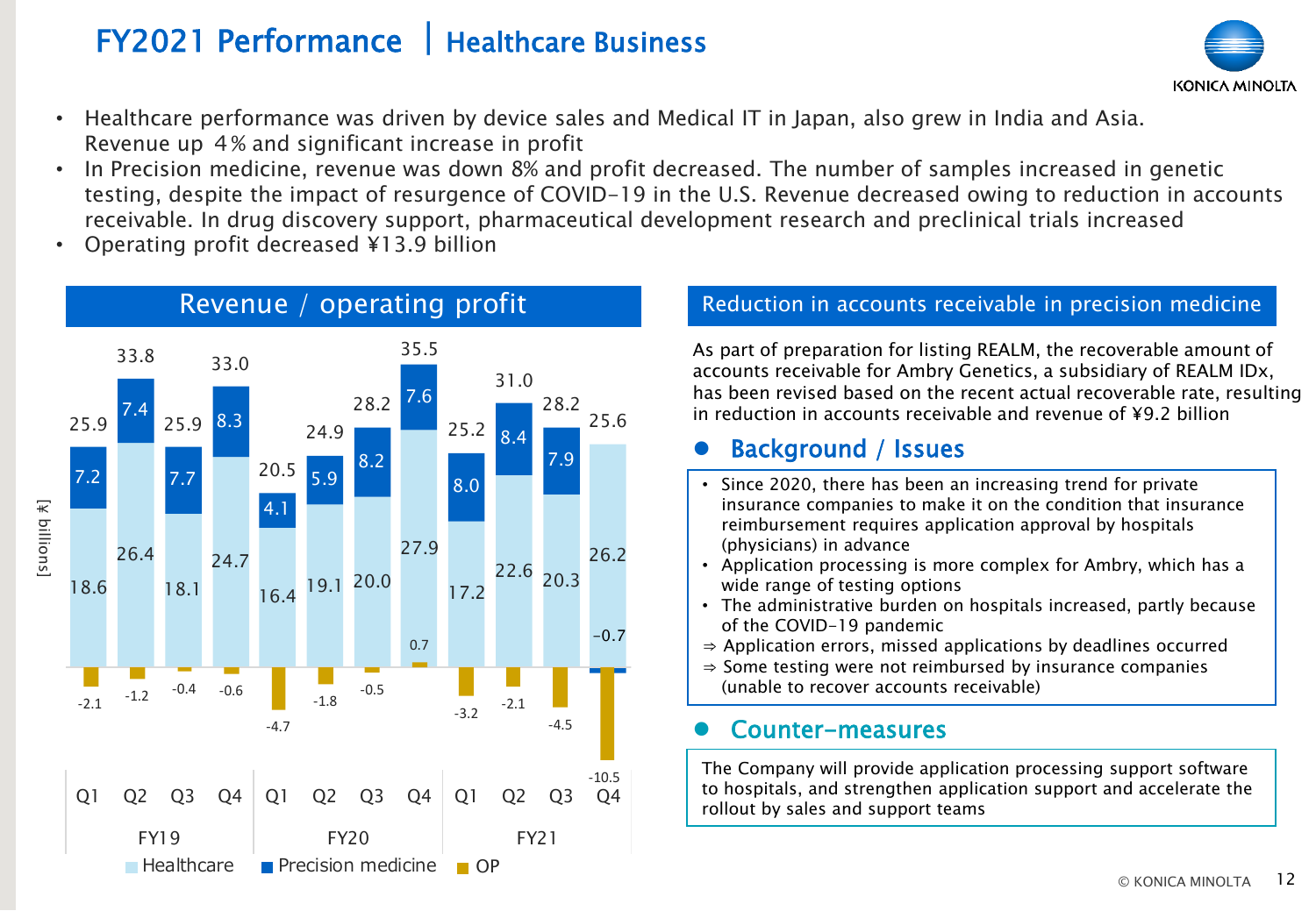# FY2021 Performance | Healthcare Business

- Healthcare performance was driven by device sales and Medical IT in Japan, also grew in India and Asia. Revenue up 4% and significant increase in profit
- In Precision medicine, revenue was down 8% and profit decreased. The number of samples increased in genetic testing, despite the impact of resurgence of COVID-19 in the U.S. Revenue decreased owing to reduction in accounts receivable. In drug discovery support, pharmaceutical development research and preclinical trials increased
- Operating profit decreased ¥13.9 billion

## Revenue / operating profit

[¥ billions]

| | FY19 Q1 | FY19 Q2 | FY19 Q3 | FY19 Q4 | FY20 Q1 | FY20 Q2 | FY20 Q3 | FY20 Q4 | FY21 Q1 | FY21 Q2 | FY21 Q3 | FY21 Q4 |
|---|---|---|---|---|---|---|---|---|---|---|---|---|
| Total revenue | 25.9 | 33.8 | 25.9 | 33.0 | 20.5 | 24.9 | 28.2 | 35.5 | 25.2 | 31.0 | 28.2 | 25.6 |
| Healthcare | 18.6 | 26.4 | 18.1 | 24.7 | 16.4 | 19.1 | 20.0 | 27.9 | 17.2 | 22.6 | 20.3 | 26.2 |
| Precision medicine | 7.2 | 7.4 | 7.7 | 8.3 | 4.1 | 5.9 | 8.2 | 7.6 | 8.0 | 8.4 | 7.9 | -0.7 |
| OP | -2.1 | -1.2 | -0.4 | -0.6 | -4.7 | -1.8 | -0.5 | 0.7 | -3.2 | -2.1 | -4.5 | -10.5 |

## Reduction in accounts receivable in precision medicine

As part of preparation for listing REALM, the recoverable amount of accounts receivable for Ambry Genetics, a subsidiary of REALM IDx, has been revised based on the recent actual recoverable rate, resulting in reduction in accounts receivable and revenue of ¥9.2 billion

### Background / Issues

- Since 2020, there has been an increasing trend for private insurance companies to make it on the condition that insurance reimbursement requires application approval by hospitals (physicians) in advance
- Application processing is more complex for Ambry, which has a wide range of testing options
- The administrative burden on hospitals increased, partly because of the COVID-19 pandemic

⇒ Application errors, missed applications by deadlines occurred

⇒ Some testing were not reimbursed by insurance companies (unable to recover accounts receivable)

### Counter-measures

The Company will provide application processing support software to hospitals, and strengthen application support and accelerate the rollout by sales and support teams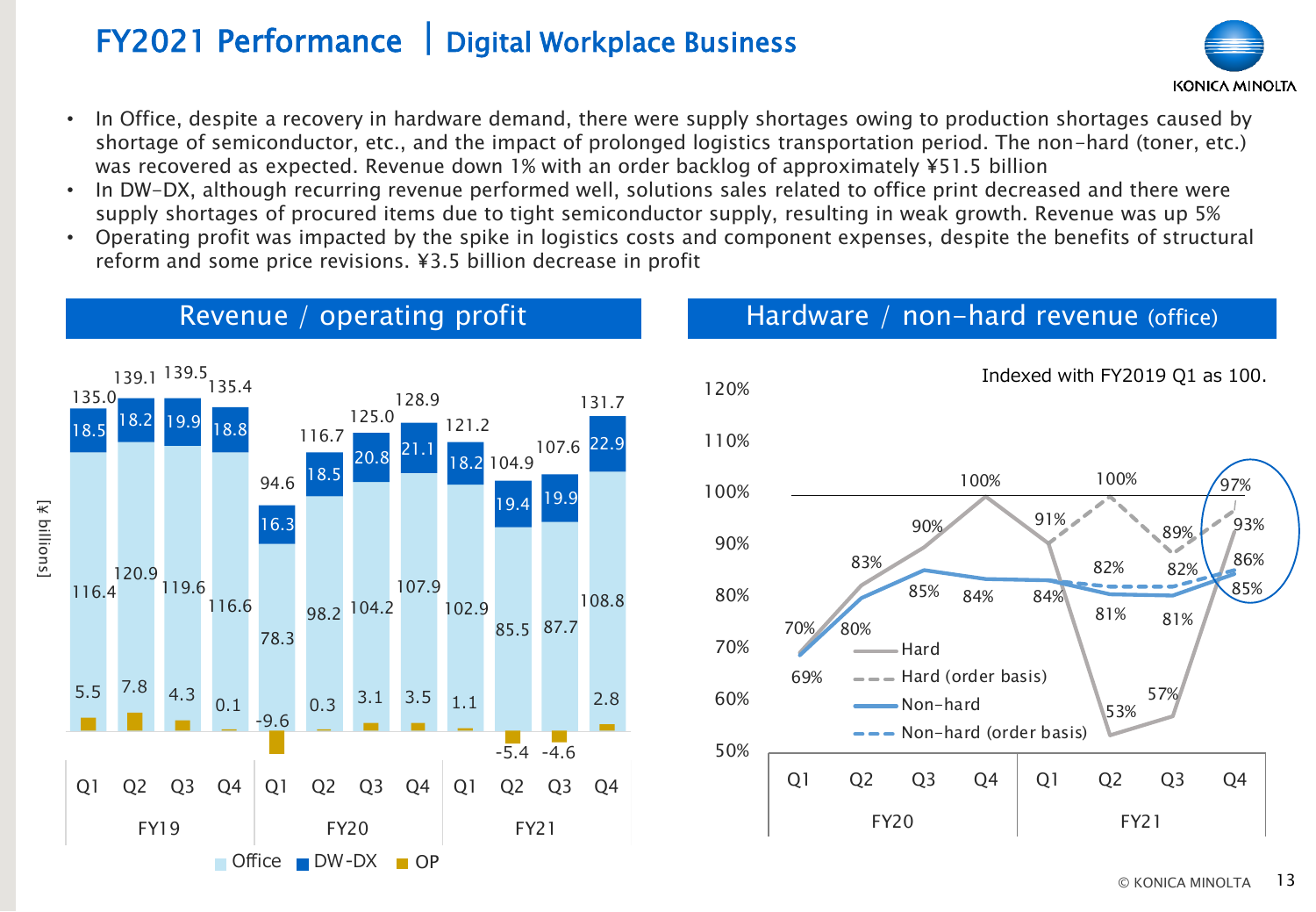# FY2021 Performance | Digital Workplace Business

- In Office, despite a recovery in hardware demand, there were supply shortages owing to production shortages caused by shortage of semiconductor, etc., and the impact of prolonged logistics transportation period. The non-hard (toner, etc.) was recovered as expected. Revenue down 1% with an order backlog of approximately ¥51.5 billion
- In DW-DX, although recurring revenue performed well, solutions sales related to office print decreased and there were supply shortages of procured items due to tight semiconductor supply, resulting in weak growth. Revenue was up 5%
- Operating profit was impacted by the spike in logistics costs and component expenses, despite the benefits of structural reform and some price revisions. ¥3.5 billion decrease in profit

## Revenue / operating profit

[¥ billions]

| | FY19 Q1 | FY19 Q2 | FY19 Q3 | FY19 Q4 | FY20 Q1 | FY20 Q2 | FY20 Q3 | FY20 Q4 | FY21 Q1 | FY21 Q2 | FY21 Q3 | FY21 Q4 |
|---|---|---|---|---|---|---|---|---|---|---|---|---|
| Total | 135.0 | 139.1 | 139.5 | 135.4 | 94.6 | 116.7 | 125.0 | 128.9 | 121.2 | 104.9 | 107.6 | 131.7 |
| Office | 116.4 | 120.9 | 119.6 | 116.6 | 78.3 | 98.2 | 104.2 | 107.9 | 102.9 | 85.5 | 87.7 | 108.8 |
| DW-DX | 18.5 | 18.2 | 19.9 | 18.8 | 16.3 | 18.5 | 20.8 | 21.1 | 18.2 | 19.4 | 19.9 | 22.9 |
| OP | 5.5 | 7.8 | 4.3 | 0.1 | -9.6 | 0.3 | 3.1 | 3.5 | 1.1 | -5.4 | -4.6 | 2.8 |

## Hardware / non-hard revenue (office)

Indexed with FY2019 Q1 as 100.

| | FY20 Q1 | FY20 Q2 | FY20 Q3 | FY20 Q4 | FY21 Q1 | FY21 Q2 | FY21 Q3 | FY21 Q4 |
|---|---|---|---|---|---|---|---|---|
| Hard | 70% | 83% | 90% | 100% | 91% | 53% | 57% | 93% |
| Hard (order basis) | | | | | 91% | 100% | 89% | 97% |
| Non-hard | 69% | 80% | 85% | 84% | 84% | 81% | 81% | 85% |
| Non-hard (order basis) | | | | | 84% | 82% | 82% | 86% |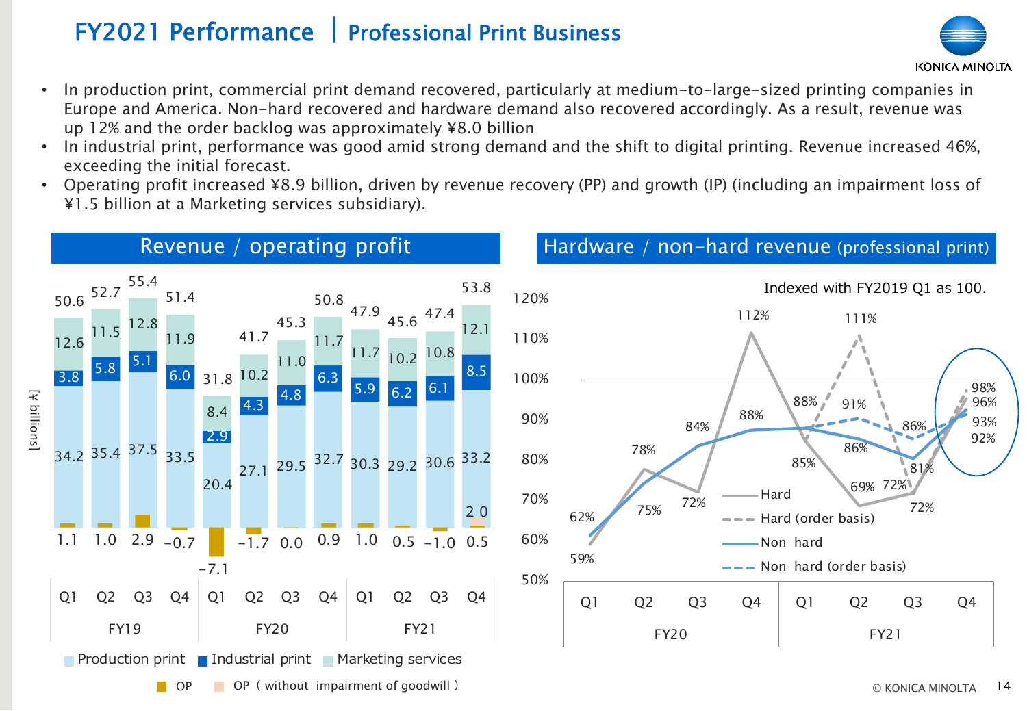# FY2021 Performance | Professional Print Business

- In production print, commercial print demand recovered, particularly at medium-to-large-sized printing companies in Europe and America. Non-hard recovered and hardware demand also recovered accordingly. As a result, revenue was up 12% and the order backlog was approximately ¥8.0 billion
- In industrial print, performance was good amid strong demand and the shift to digital printing. Revenue increased 46%, exceeding the initial forecast.
- Operating profit increased ¥8.9 billion, driven by revenue recovery (PP) and growth (IP) (including an impairment loss of ¥1.5 billion at a Marketing services subsidiary).

## Revenue / operating profit

[¥ billions]

| | FY19 Q1 | FY19 Q2 | FY19 Q3 | FY19 Q4 | FY20 Q1 | FY20 Q2 | FY20 Q3 | FY20 Q4 | FY21 Q1 | FY21 Q2 | FY21 Q3 | FY21 Q4 |
|---|---|---|---|---|---|---|---|---|---|---|---|---|
| Total | 50.6 | 52.7 | 55.4 | 51.4 | 31.8 | 41.7 | 45.3 | 50.8 | 47.9 | 45.6 | 47.4 | 53.8 |
| Marketing services | 12.6 | 11.5 | 12.8 | 11.9 | 8.4 | 10.2 | 11.0 | 11.7 | 11.7 | 10.2 | 10.8 | 12.1 |
| Industrial print | 3.8 | 5.8 | 5.1 | 6.0 | 2.9 | 4.3 | 4.8 | 6.3 | 5.9 | 6.2 | 6.1 | 8.5 |
| Production print | 34.2 | 35.4 | 37.5 | 33.5 | 20.4 | 27.1 | 29.5 | 32.7 | 30.3 | 29.2 | 30.6 | 33.2 |
| OP | 1.1 | 1.0 | 2.9 | -0.7 | -7.1 | -1.7 | 0.0 | 0.9 | 1.0 | 0.5 | -1.0 | 0.5 |
| OP (without impairment of goodwill) | | | | | | | | | | | | 2.0 |

## Hardware / non-hard revenue (professional print)

Indexed with FY2019 Q1 as 100.

| | FY20 Q1 | FY20 Q2 | FY20 Q3 | FY20 Q4 | FY21 Q1 | FY21 Q2 | FY21 Q3 | FY21 Q4 |
|---|---|---|---|---|---|---|---|---|
| Hard | 59% | 78% | 72% | 112% | 85% | 69% | 72% | 96% |
| Hard (order basis) | | | | | 85% | 111% | 81% | 98% |
| Non-hard | 62% | 75% | 84% | 88% | 88% | 86% | 81% | 92% |
| Non-hard (order basis) | | | | | 88% | 91% | 86% | 93% |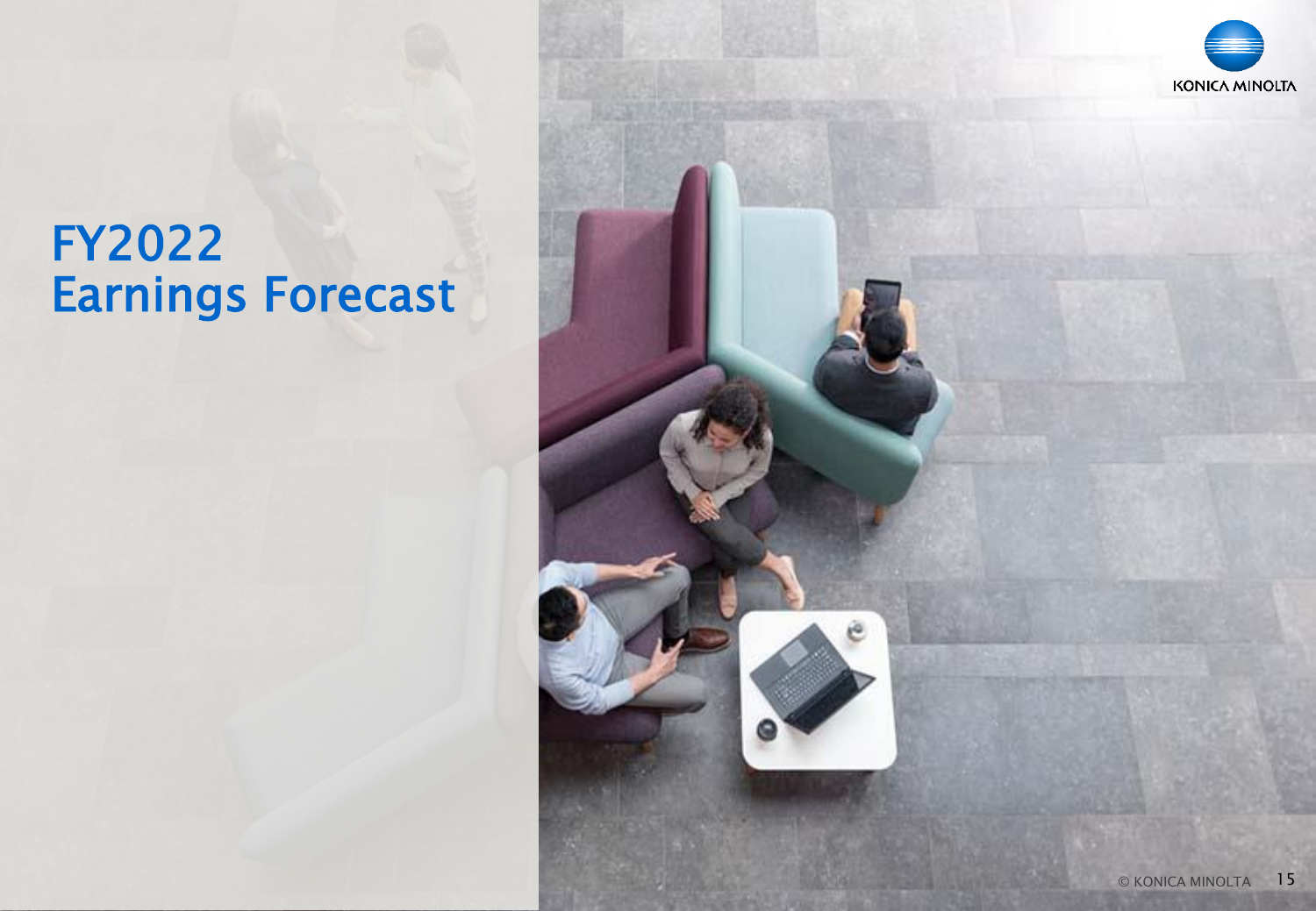# FY2022 Earnings Forecast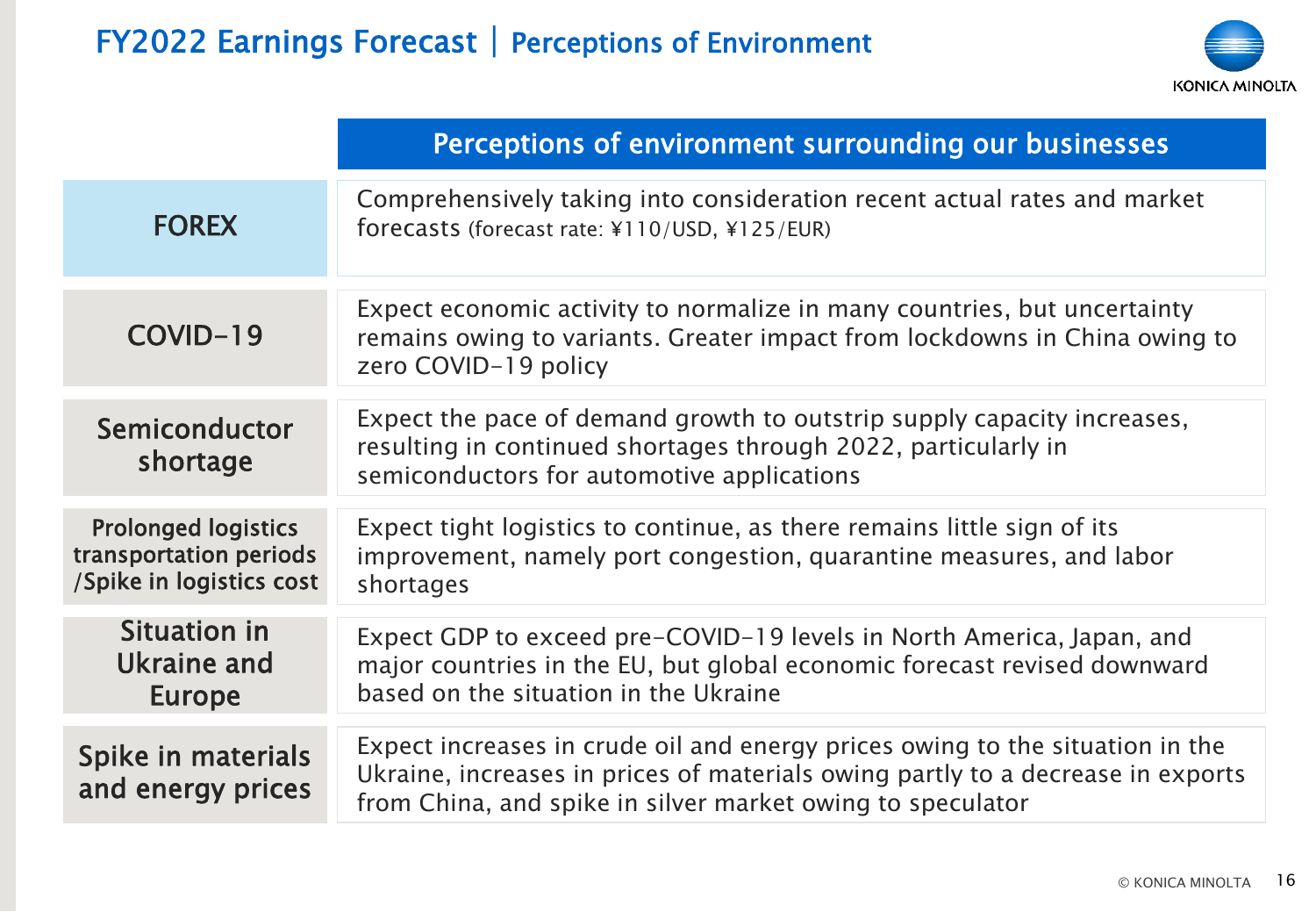# FY2022 Earnings Forecast | Perceptions of Environment

| | Perceptions of environment surrounding our businesses |
|---|---|
| FOREX | Comprehensively taking into consideration recent actual rates and market forecasts (forecast rate: ¥110/USD, ¥125/EUR) |
| COVID-19 | Expect economic activity to normalize in many countries, but uncertainty remains owing to variants. Greater impact from lockdowns in China owing to zero COVID-19 policy |
| Semiconductor shortage | Expect the pace of demand growth to outstrip supply capacity increases, resulting in continued shortages through 2022, particularly in semiconductors for automotive applications |
| Prolonged logistics transportation periods /Spike in logistics cost | Expect tight logistics to continue, as there remains little sign of its improvement, namely port congestion, quarantine measures, and labor shortages |
| Situation in Ukraine and Europe | Expect GDP to exceed pre-COVID-19 levels in North America, Japan, and major countries in the EU, but global economic forecast revised downward based on the situation in the Ukraine |
| Spike in materials and energy prices | Expect increases in crude oil and energy prices owing to the situation in the Ukraine, increases in prices of materials owing partly to a decrease in exports from China, and spike in silver market owing to speculator |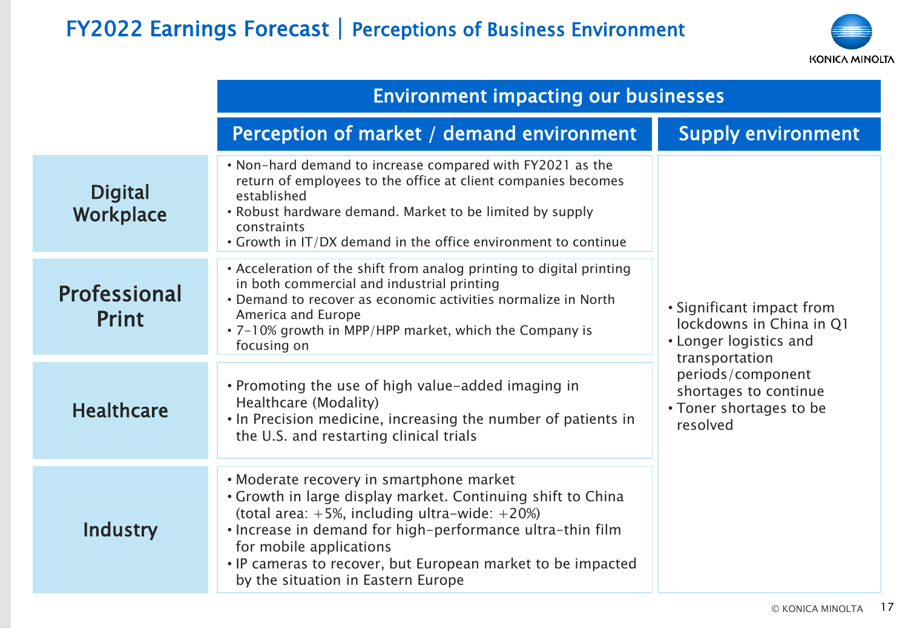# FY2022 Earnings Forecast | Perceptions of Business Environment

| | Environment impacting our businesses | |
|---|---|---|
| | **Perception of market / demand environment** | **Supply environment** |
| **Digital Workplace** | • Non-hard demand to increase compared with FY2021 as the return of employees to the office at client companies becomes established<br>• Robust hardware demand. Market to be limited by supply constraints<br>• Growth in IT/DX demand in the office environment to continue | • Significant impact from lockdowns in China in Q1<br>• Longer logistics and transportation periods/component shortages to continue<br>• Toner shortages to be resolved |
| **Professional Print** | • Acceleration of the shift from analog printing to digital printing in both commercial and industrial printing<br>• Demand to recover as economic activities normalize in North America and Europe<br>• 7-10% growth in MPP/HPP market, which the Company is focusing on | |
| **Healthcare** | • Promoting the use of high value-added imaging in Healthcare (Modality)<br>• In Precision medicine, increasing the number of patients in the U.S. and restarting clinical trials | |
| **Industry** | • Moderate recovery in smartphone market<br>• Growth in large display market. Continuing shift to China (total area: +5%, including ultra-wide: +20%)<br>• Increase in demand for high-performance ultra-thin film for mobile applications<br>• IP cameras to recover, but European market to be impacted by the situation in Eastern Europe | |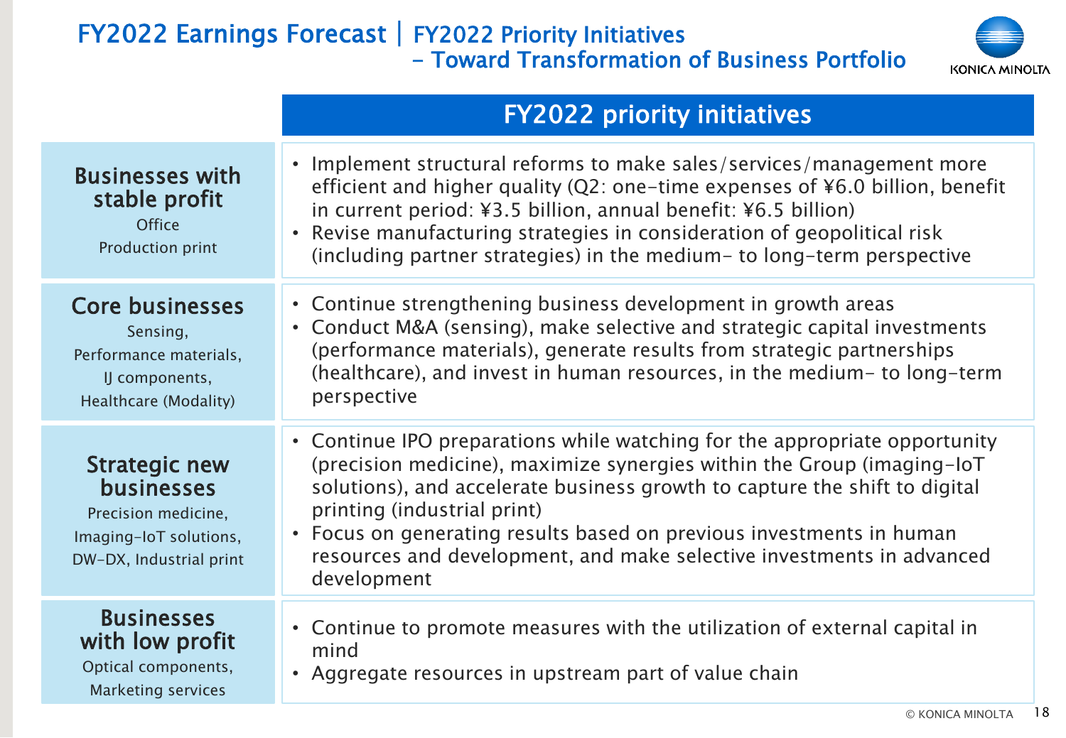# FY2022 Earnings Forecast | FY2022 Priority Initiatives - Toward Transformation of Business Portfolio

| | FY2022 priority initiatives |
|---|---|
| **Businesses with stable profit**<br>Office<br>Production print | • Implement structural reforms to make sales/services/management more efficient and higher quality (Q2: one-time expenses of ¥6.0 billion, benefit in current period: ¥3.5 billion, annual benefit: ¥6.5 billion)<br>• Revise manufacturing strategies in consideration of geopolitical risk (including partner strategies) in the medium- to long-term perspective |
| **Core businesses**<br>Sensing,<br>Performance materials,<br>IJ components,<br>Healthcare (Modality) | • Continue strengthening business development in growth areas<br>• Conduct M&A (sensing), make selective and strategic capital investments (performance materials), generate results from strategic partnerships (healthcare), and invest in human resources, in the medium- to long-term perspective |
| **Strategic new businesses**<br>Precision medicine,<br>Imaging-IoT solutions,<br>DW-DX, Industrial print | • Continue IPO preparations while watching for the appropriate opportunity (precision medicine), maximize synergies within the Group (imaging-IoT solutions), and accelerate business growth to capture the shift to digital printing (industrial print)<br>• Focus on generating results based on previous investments in human resources and development, and make selective investments in advanced development |
| **Businesses with low profit**<br>Optical components,<br>Marketing services | • Continue to promote measures with the utilization of external capital in mind<br>• Aggregate resources in upstream part of value chain |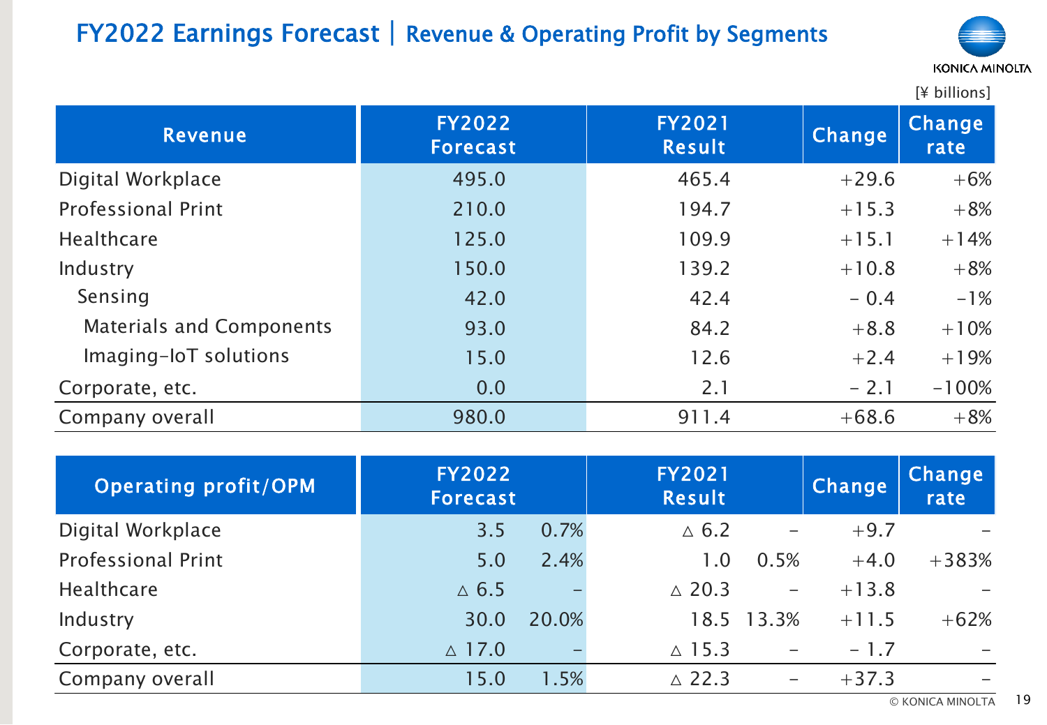# FY2022 Earnings Forecast | Revenue & Operating Profit by Segments

[¥ billions]

| Revenue | FY2022 Forecast | FY2021 Result | Change | Change rate |
|---|---|---|---|---|
| Digital Workplace | 495.0 | 465.4 | +29.6 | +6% |
| Professional Print | 210.0 | 194.7 | +15.3 | +8% |
| Healthcare | 125.0 | 109.9 | +15.1 | +14% |
| Industry | 150.0 | 139.2 | +10.8 | +8% |
| Sensing | 42.0 | 42.4 | − 0.4 | -1% |
| Materials and Components | 93.0 | 84.2 | +8.8 | +10% |
| Imaging-IoT solutions | 15.0 | 12.6 | +2.4 | +19% |
| Corporate, etc. | 0.0 | 2.1 | − 2.1 | -100% |
| Company overall | 980.0 | 911.4 | +68.6 | +8% |

| Operating profit/OPM | FY2022 Forecast | | FY2021 Result | | Change | Change rate |
|---|---|---|---|---|---|---|
| Digital Workplace | 3.5 | 0.7% | △ 6.2 | - | +9.7 | - |
| Professional Print | 5.0 | 2.4% | 1.0 | 0.5% | +4.0 | +383% |
| Healthcare | △ 6.5 | - | △ 20.3 | - | +13.8 | - |
| Industry | 30.0 | 20.0% | 18.5 | 13.3% | +11.5 | +62% |
| Corporate, etc. | △ 17.0 | - | △ 15.3 | - | − 1.7 | - |
| Company overall | 15.0 | 1.5% | △ 22.3 | - | +37.3 | - |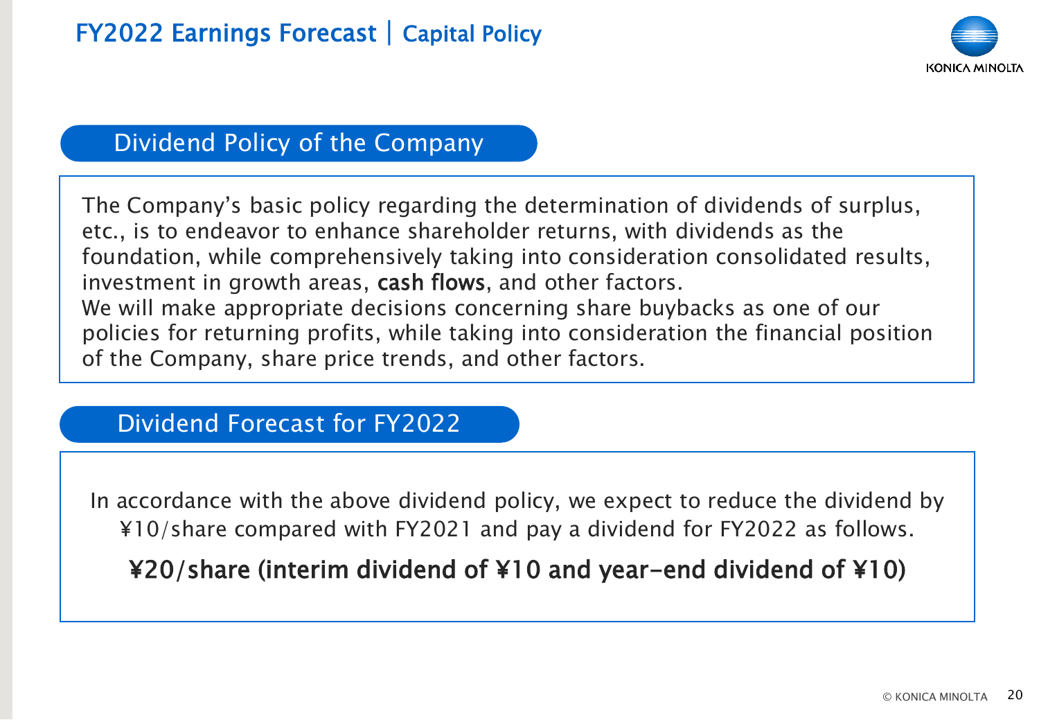# FY2022 Earnings Forecast | Capital Policy

## Dividend Policy of the Company

The Company's basic policy regarding the determination of dividends of surplus, etc., is to endeavor to enhance shareholder returns, with dividends as the foundation, while comprehensively taking into consideration consolidated results, investment in growth areas, **cash flows**, and other factors.
We will make appropriate decisions concerning share buybacks as one of our policies for returning profits, while taking into consideration the financial position of the Company, share price trends, and other factors.

## Dividend Forecast for FY2022

In accordance with the above dividend policy, we expect to reduce the dividend by ¥10/share compared with FY2021 and pay a dividend for FY2022 as follows.

**¥20/share (interim dividend of ¥10 and year-end dividend of ¥10)**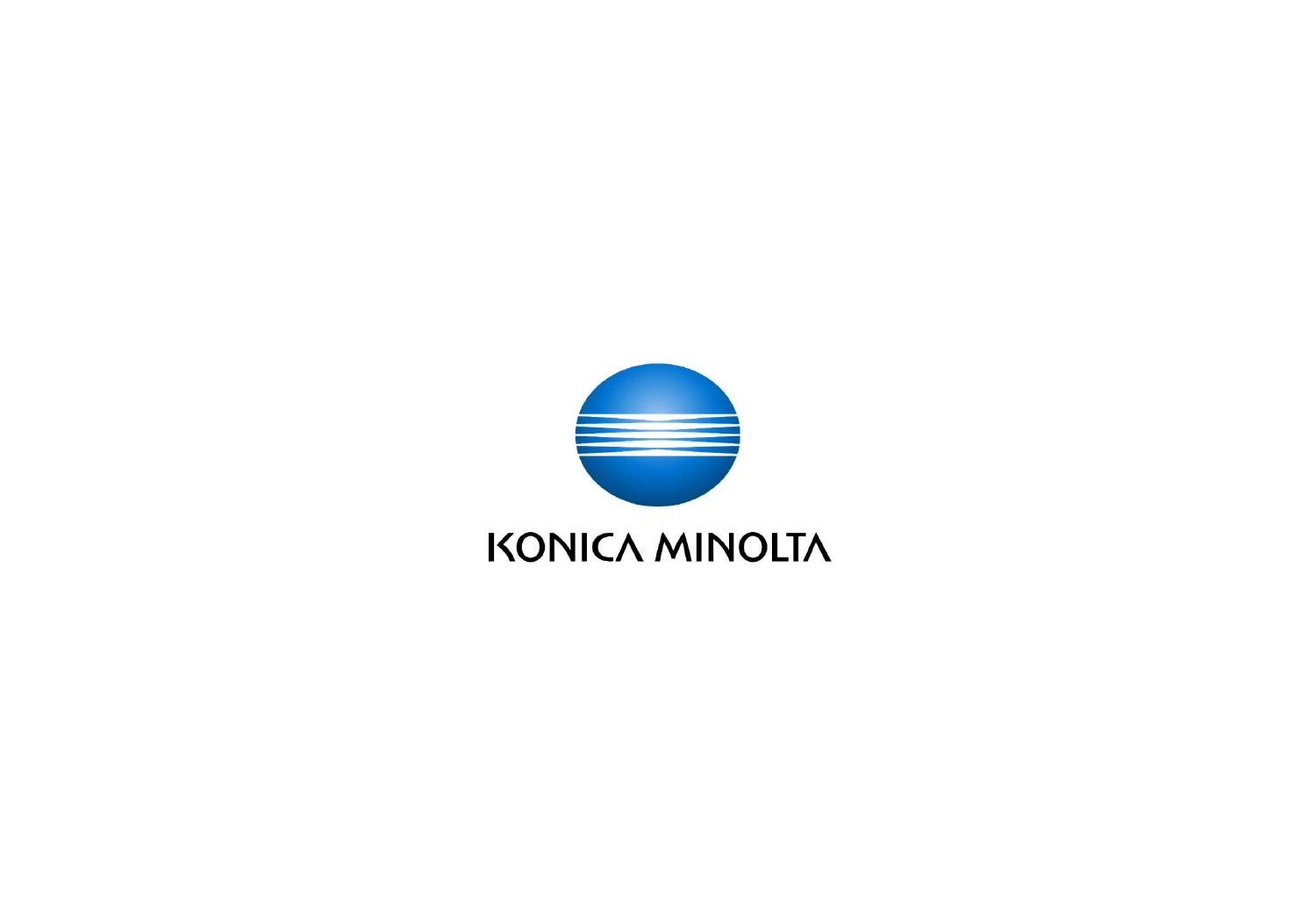KONICA MINOLTA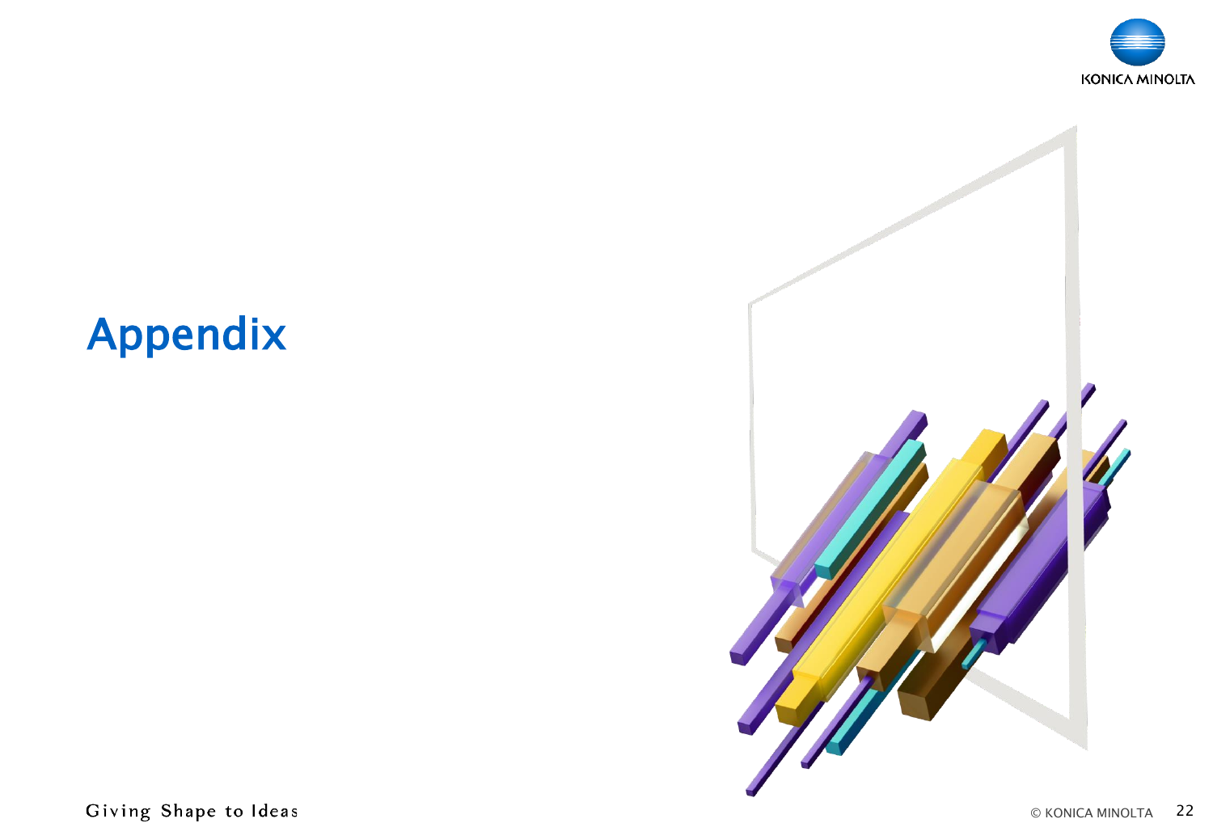# Appendix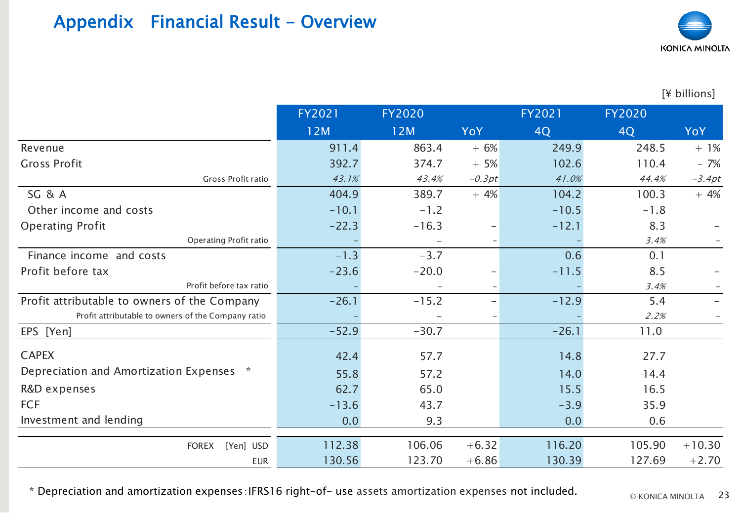# Appendix　Financial Result – Overview

[¥ billions]

| | FY2021 12M | FY2020 12M | YoY | FY2021 4Q | FY2020 4Q | YoY |
|---|---|---|---|---|---|---|
| Revenue | 911.4 | 863.4 | + 6% | 249.9 | 248.5 | + 1% |
| Gross Profit | 392.7 | 374.7 | + 5% | 102.6 | 110.4 | − 7% |
| Gross Profit ratio | *43.1%* | *43.4%* | *-0.3pt* | *41.0%* | *44.4%* | *-3.4pt* |
| SG & A | 404.9 | 389.7 | + 4% | 104.2 | 100.3 | + 4% |
| Other income and costs | -10.1 | -1.2 | | -10.5 | -1.8 | |
| Operating Profit | -22.3 | -16.3 | – | -12.1 | 8.3 | – |
| Operating Profit ratio | – | – | – | – | *3.4%* | – |
| Finance income and costs | -1.3 | -3.7 | | 0.6 | 0.1 | |
| Profit before tax | -23.6 | -20.0 | – | -11.5 | 8.5 | – |
| Profit before tax ratio | – | – | – | – | *3.4%* | – |
| Profit attributable to owners of the Company | -26.1 | -15.2 | – | -12.9 | 5.4 | – |
| Profit attributable to owners of the Company ratio | – | – | – | – | *2.2%* | – |
| EPS [Yen] | -52.9 | -30.7 | | -26.1 | 11.0 | |
| CAPEX | 42.4 | 57.7 | | 14.8 | 27.7 | |
| Depreciation and Amortization Expenses * | 55.8 | 57.2 | | 14.0 | 14.4 | |
| R&D expenses | 62.7 | 65.0 | | 15.5 | 16.5 | |
| FCF | -13.6 | 43.7 | | -3.9 | 35.9 | |
| Investment and lending | 0.0 | 9.3 | | 0.0 | 0.6 | |
| FOREX [Yen] USD | 112.38 | 106.06 | +6.32 | 116.20 | 105.90 | +10.30 |
| EUR | 130.56 | 123.70 | +6.86 | 130.39 | 127.69 | +2.70 |

* Depreciation and amortization expenses：IFRS16 right-of- use assets amortization expenses not included.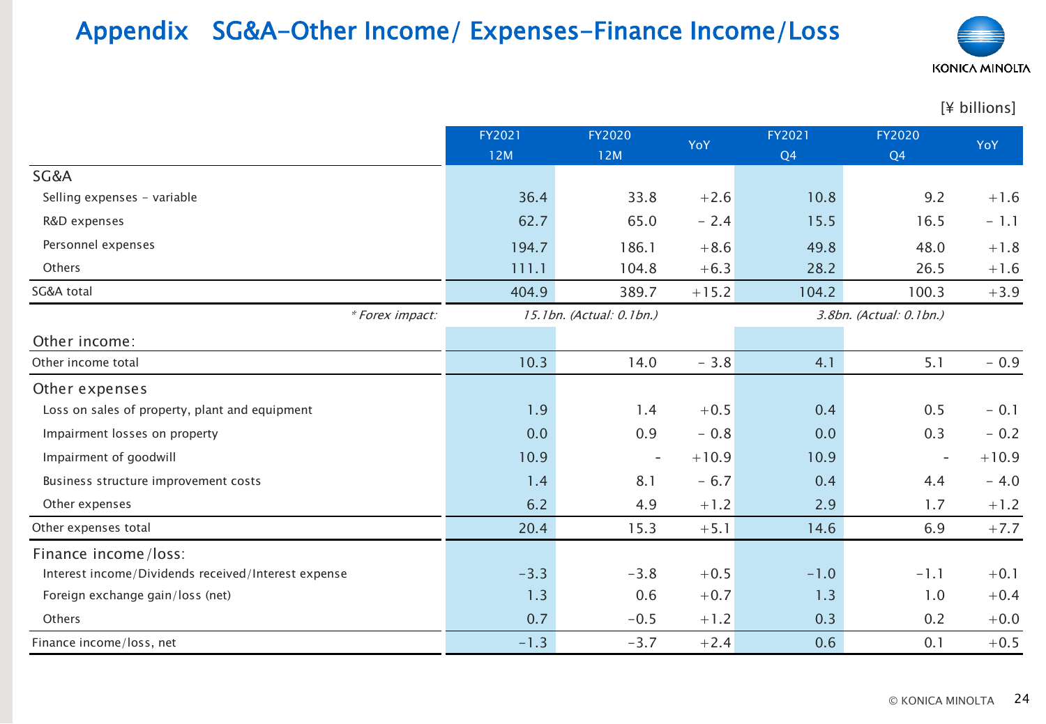# Appendix　SG&A-Other Income/ Expenses-Finance Income/Loss

[¥ billions]

| | FY2021 12M | FY2020 12M | YoY | FY2021 Q4 | FY2020 Q4 | YoY |
|---|---|---|---|---|---|---|
| **SG&A** | | | | | | |
| Selling expenses - variable | 36.4 | 33.8 | +2.6 | 10.8 | 9.2 | +1.6 |
| R&D expenses | 62.7 | 65.0 | - 2.4 | 15.5 | 16.5 | - 1.1 |
| Personnel expenses | 194.7 | 186.1 | +8.6 | 49.8 | 48.0 | +1.8 |
| Others | 111.1 | 104.8 | +6.3 | 28.2 | 26.5 | +1.6 |
| SG&A total | 404.9 | 389.7 | +15.2 | 104.2 | 100.3 | +3.9 |
| *\* Forex impact:* | *15.1bn. (Actual: 0.1bn.)* | | | *3.8bn. (Actual: 0.1bn.)* | | |
| **Other income:** | | | | | | |
| Other income total | 10.3 | 14.0 | - 3.8 | 4.1 | 5.1 | - 0.9 |
| **Other expenses** | | | | | | |
| Loss on sales of property, plant and equipment | 1.9 | 1.4 | +0.5 | 0.4 | 0.5 | - 0.1 |
| Impairment losses on property | 0.0 | 0.9 | - 0.8 | 0.0 | 0.3 | - 0.2 |
| Impairment of goodwill | 10.9 | - | +10.9 | 10.9 | - | +10.9 |
| Business structure improvement costs | 1.4 | 8.1 | - 6.7 | 0.4 | 4.4 | - 4.0 |
| Other expenses | 6.2 | 4.9 | +1.2 | 2.9 | 1.7 | +1.2 |
| Other expenses total | 20.4 | 15.3 | +5.1 | 14.6 | 6.9 | +7.7 |
| **Finance income/loss:** | | | | | | |
| Interest income/Dividends received/Interest expense | -3.3 | -3.8 | +0.5 | -1.0 | -1.1 | +0.1 |
| Foreign exchange gain/loss (net) | 1.3 | 0.6 | +0.7 | 1.3 | 1.0 | +0.4 |
| Others | 0.7 | -0.5 | +1.2 | 0.3 | 0.2 | +0.0 |
| Finance income/loss, net | -1.3 | -3.7 | +2.4 | 0.6 | 0.1 | +0.5 |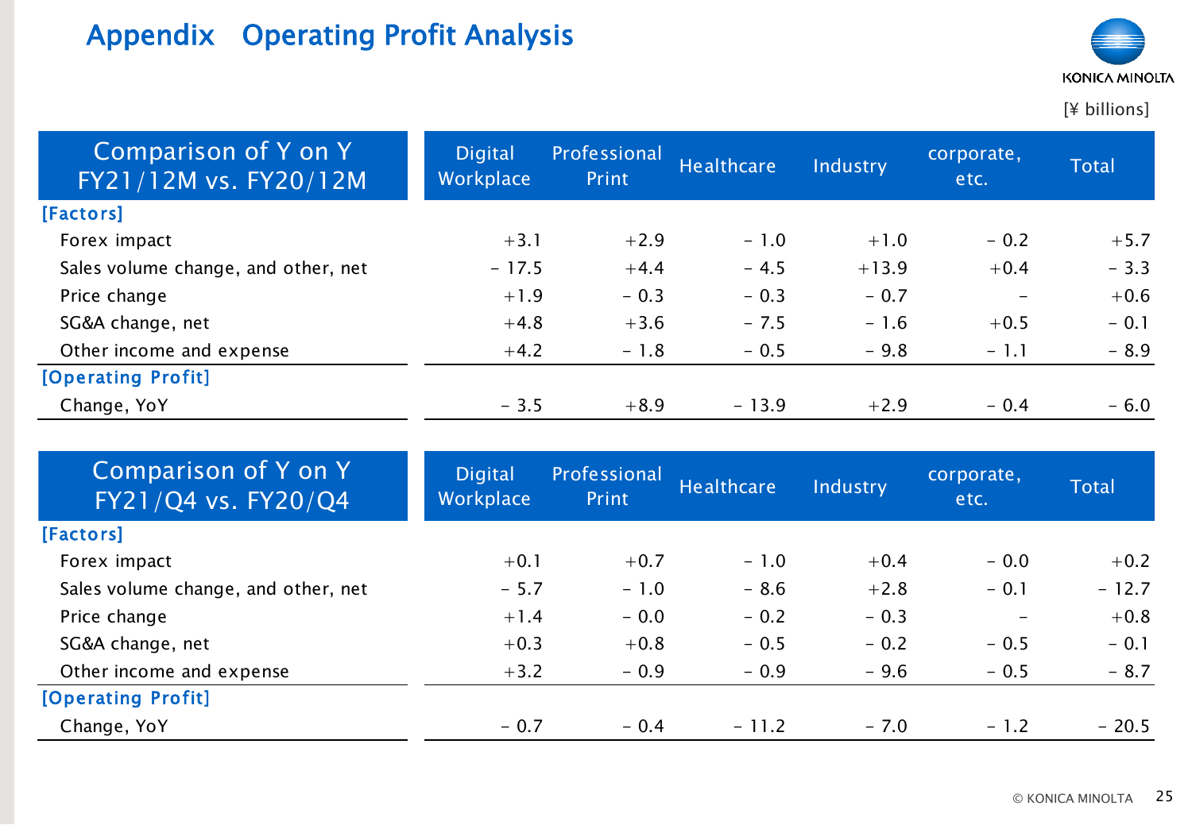# Appendix　Operating Profit Analysis

[¥ billions]

| Comparison of Y on Y FY21/12M vs. FY20/12M | Digital Workplace | Professional Print | Healthcare | Industry | corporate, etc. | Total |
|---|---|---|---|---|---|---|
| **[Factors]** | | | | | | |
| Forex impact | +3.1 | +2.9 | - 1.0 | +1.0 | - 0.2 | +5.7 |
| Sales volume change, and other, net | - 17.5 | +4.4 | - 4.5 | +13.9 | +0.4 | - 3.3 |
| Price change | +1.9 | - 0.3 | - 0.3 | - 0.7 | - | +0.6 |
| SG&A change, net | +4.8 | +3.6 | - 7.5 | - 1.6 | +0.5 | - 0.1 |
| Other income and expense | +4.2 | - 1.8 | - 0.5 | - 9.8 | - 1.1 | - 8.9 |
| **[Operating Profit]** | | | | | | |
| Change, YoY | - 3.5 | +8.9 | - 13.9 | +2.9 | - 0.4 | - 6.0 |

| Comparison of Y on Y FY21/Q4 vs. FY20/Q4 | Digital Workplace | Professional Print | Healthcare | Industry | corporate, etc. | Total |
|---|---|---|---|---|---|---|
| **[Factors]** | | | | | | |
| Forex impact | +0.1 | +0.7 | - 1.0 | +0.4 | - 0.0 | +0.2 |
| Sales volume change, and other, net | - 5.7 | - 1.0 | - 8.6 | +2.8 | - 0.1 | - 12.7 |
| Price change | +1.4 | - 0.0 | - 0.2 | - 0.3 | - | +0.8 |
| SG&A change, net | +0.3 | +0.8 | - 0.5 | - 0.2 | - 0.5 | - 0.1 |
| Other income and expense | +3.2 | - 0.9 | - 0.9 | - 9.6 | - 0.5 | - 8.7 |
| **[Operating Profit]** | | | | | | |
| Change, YoY | - 0.7 | - 0.4 | - 11.2 | - 7.0 | - 1.2 | - 20.5 |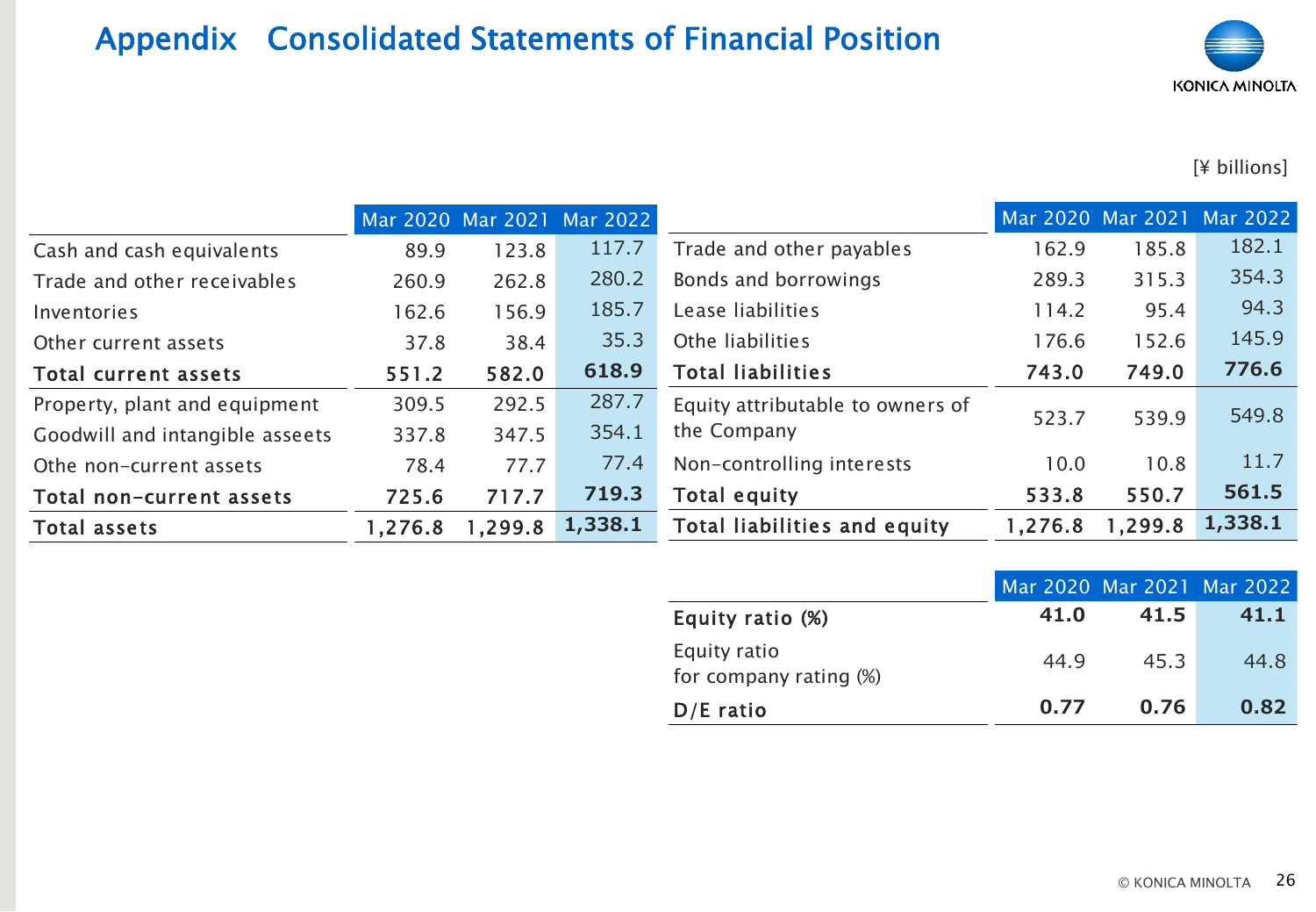# Appendix Consolidated Statements of Financial Position

[¥ billions]

| | Mar 2020 | Mar 2021 | Mar 2022 |
|---|---|---|---|
| Cash and cash equivalents | 89.9 | 123.8 | 117.7 |
| Trade and other receivables | 260.9 | 262.8 | 280.2 |
| Inventories | 162.6 | 156.9 | 185.7 |
| Other current assets | 37.8 | 38.4 | 35.3 |
| **Total current assets** | **551.2** | **582.0** | **618.9** |
| Property, plant and equipment | 309.5 | 292.5 | 287.7 |
| Goodwill and intangible asseets | 337.8 | 347.5 | 354.1 |
| Othe non-current assets | 78.4 | 77.7 | 77.4 |
| **Total non-current assets** | **725.6** | **717.7** | **719.3** |
| **Total assets** | **1,276.8** | **1,299.8** | **1,338.1** |

| | Mar 2020 | Mar 2021 | Mar 2022 |
|---|---|---|---|
| Trade and other payables | 162.9 | 185.8 | 182.1 |
| Bonds and borrowings | 289.3 | 315.3 | 354.3 |
| Lease liabilities | 114.2 | 95.4 | 94.3 |
| Othe liabilities | 176.6 | 152.6 | 145.9 |
| **Total liabilities** | **743.0** | **749.0** | **776.6** |
| Equity attributable to owners of the Company | 523.7 | 539.9 | 549.8 |
| Non-controlling interests | 10.0 | 10.8 | 11.7 |
| **Total equity** | **533.8** | **550.7** | **561.5** |
| **Total liabilities and equity** | **1,276.8** | **1,299.8** | **1,338.1** |

| | Mar 2020 | Mar 2021 | Mar 2022 |
|---|---|---|---|
| **Equity ratio (%)** | **41.0** | **41.5** | **41.1** |
| Equity ratio for company rating (%) | 44.9 | 45.3 | 44.8 |
| **D/E ratio** | **0.77** | **0.76** | **0.82** |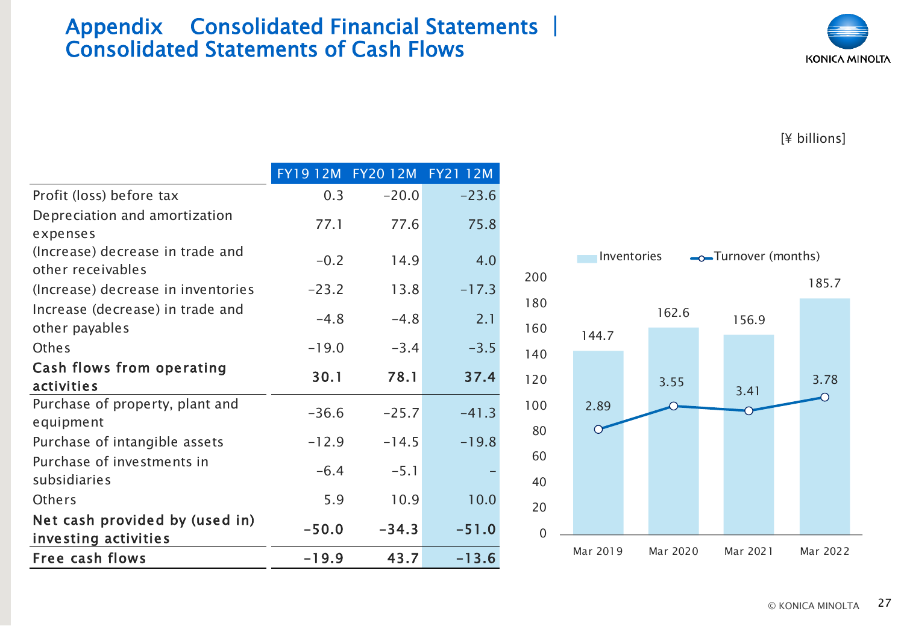# Appendix Consolidated Financial Statements | Consolidated Statements of Cash Flows

[¥ billions]

| | FY19 12M | FY20 12M | FY21 12M |
|---|---|---|---|
| Profit (loss) before tax | 0.3 | -20.0 | -23.6 |
| Depreciation and amortization expenses | 77.1 | 77.6 | 75.8 |
| (Increase) decrease in trade and other receivables | -0.2 | 14.9 | 4.0 |
| (Increase) decrease in inventories | -23.2 | 13.8 | -17.3 |
| Increase (decrease) in trade and other payables | -4.8 | -4.8 | 2.1 |
| Othes | -19.0 | -3.4 | -3.5 |
| **Cash flows from operating activities** | **30.1** | **78.1** | **37.4** |
| Purchase of property, plant and equipment | -36.6 | -25.7 | -41.3 |
| Purchase of intangible assets | -12.9 | -14.5 | -19.8 |
| Purchase of investments in subsidiaries | -6.4 | -5.1 | - |
| Others | 5.9 | 10.9 | 10.0 |
| **Net cash provided by (used in) investing activities** | **-50.0** | **-34.3** | **-51.0** |
| **Free cash flows** | **-19.9** | **43.7** | **-13.6** |

| | Mar 2019 | Mar 2020 | Mar 2021 | Mar 2022 |
|---|---|---|---|---|
| Inventories | 144.7 | 162.6 | 156.9 | 185.7 |
| Turnover (months) | 2.89 | 3.55 | 3.41 | 3.78 |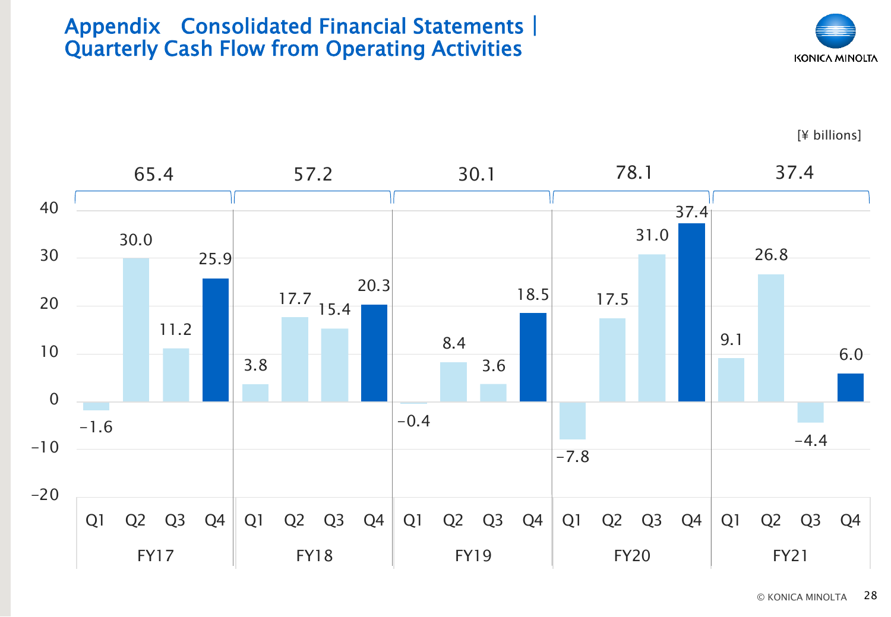# Appendix Consolidated Financial Statements | Quarterly Cash Flow from Operating Activities

[¥ billions]

| | Q1 | Q2 | Q3 | Q4 | Full Year |
|---|---|---|---|---|---|
| FY17 | -1.6 | 30.0 | 11.2 | 25.9 | 65.4 |
| FY18 | 3.8 | 17.7 | 15.4 | 20.3 | 57.2 |
| FY19 | -0.4 | 8.4 | 3.6 | 18.5 | 30.1 |
| FY20 | -7.8 | 17.5 | 31.0 | 37.4 | 78.1 |
| FY21 | 9.1 | 26.8 | -4.4 | 6.0 | 37.4 |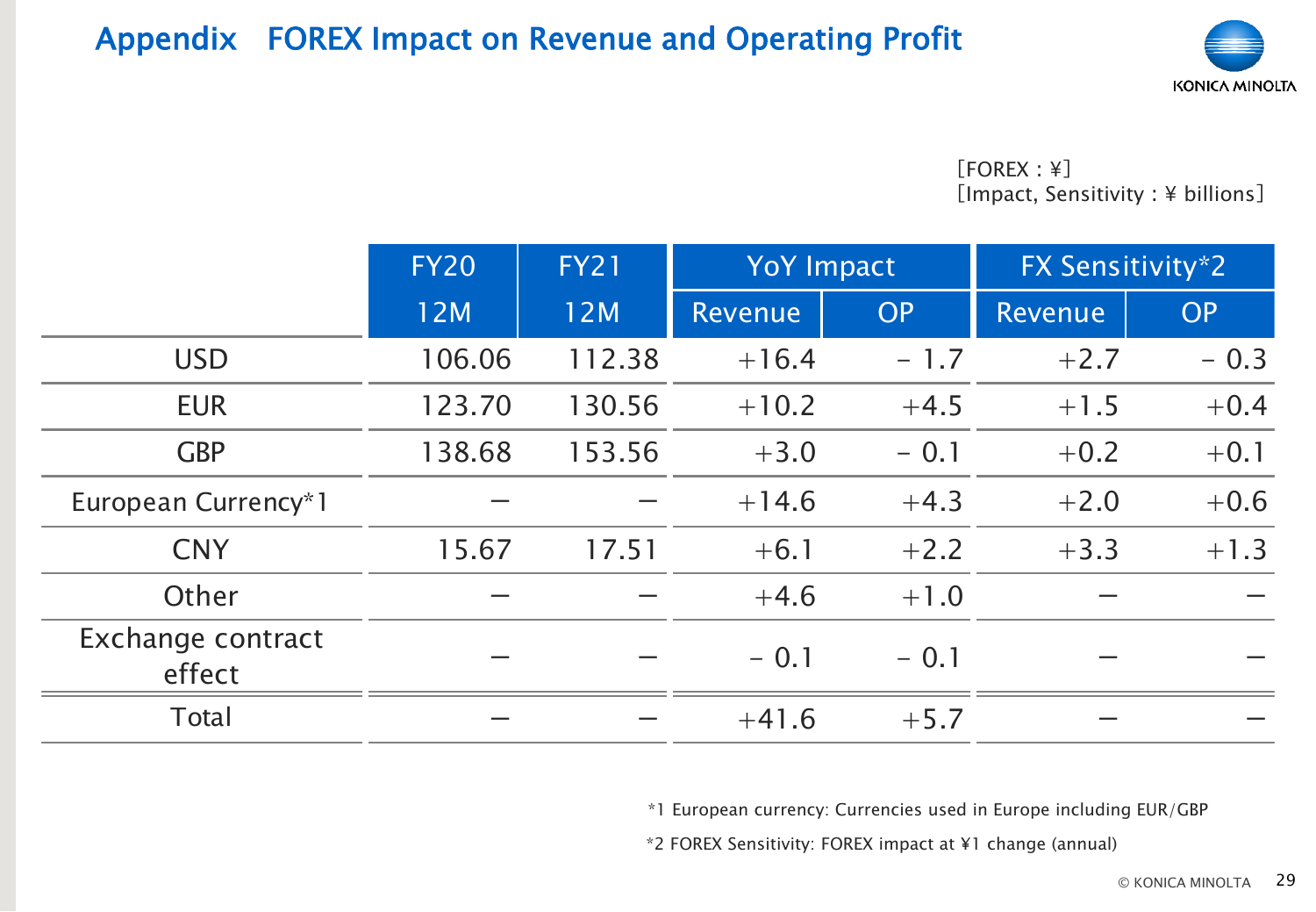# Appendix FOREX Impact on Revenue and Operating Profit

[FOREX : ¥]
[Impact, Sensitivity : ¥ billions]

| | FY20 | FY21 | YoY Impact | | FX Sensitivity*2 | |
|---|---|---|---|---|---|---|
| | 12M | 12M | Revenue | OP | Revenue | OP |
| USD | 106.06 | 112.38 | +16.4 | − 1.7 | +2.7 | − 0.3 |
| EUR | 123.70 | 130.56 | +10.2 | +4.5 | +1.5 | +0.4 |
| GBP | 138.68 | 153.56 | +3.0 | − 0.1 | +0.2 | +0.1 |
| European Currency*1 | − | − | +14.6 | +4.3 | +2.0 | +0.6 |
| CNY | 15.67 | 17.51 | +6.1 | +2.2 | +3.3 | +1.3 |
| Other | − | − | +4.6 | +1.0 | − | − |
| Exchange contract effect | − | − | − 0.1 | − 0.1 | − | − |
| Total | − | − | +41.6 | +5.7 | − | − |

*1 European currency: Currencies used in Europe including EUR/GBP

*2 FOREX Sensitivity: FOREX impact at ¥1 change (annual)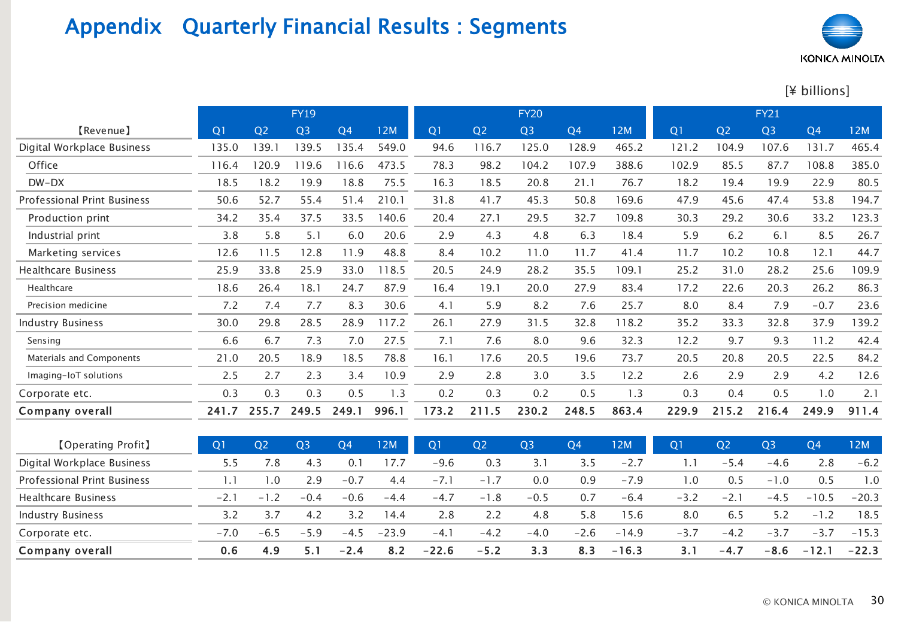# Appendix　Quarterly Financial Results : Segments

[¥ billions]

| 【Revenue】 | FY19 | | | | | FY20 | | | | | FY21 | | | | |
|---|---|---|---|---|---|---|---|---|---|---|---|---|---|---|---|
| | Q1 | Q2 | Q3 | Q4 | 12M | Q1 | Q2 | Q3 | Q4 | 12M | Q1 | Q2 | Q3 | Q4 | 12M |
| Digital Workplace Business | 135.0 | 139.1 | 139.5 | 135.4 | 549.0 | 94.6 | 116.7 | 125.0 | 128.9 | 465.2 | 121.2 | 104.9 | 107.6 | 131.7 | 465.4 |
| Office | 116.4 | 120.9 | 119.6 | 116.6 | 473.5 | 78.3 | 98.2 | 104.2 | 107.9 | 388.6 | 102.9 | 85.5 | 87.7 | 108.8 | 385.0 |
| DW-DX | 18.5 | 18.2 | 19.9 | 18.8 | 75.5 | 16.3 | 18.5 | 20.8 | 21.1 | 76.7 | 18.2 | 19.4 | 19.9 | 22.9 | 80.5 |
| Professional Print Business | 50.6 | 52.7 | 55.4 | 51.4 | 210.1 | 31.8 | 41.7 | 45.3 | 50.8 | 169.6 | 47.9 | 45.6 | 47.4 | 53.8 | 194.7 |
| Production print | 34.2 | 35.4 | 37.5 | 33.5 | 140.6 | 20.4 | 27.1 | 29.5 | 32.7 | 109.8 | 30.3 | 29.2 | 30.6 | 33.2 | 123.3 |
| Industrial print | 3.8 | 5.8 | 5.1 | 6.0 | 20.6 | 2.9 | 4.3 | 4.8 | 6.3 | 18.4 | 5.9 | 6.2 | 6.1 | 8.5 | 26.7 |
| Marketing services | 12.6 | 11.5 | 12.8 | 11.9 | 48.8 | 8.4 | 10.2 | 11.0 | 11.7 | 41.4 | 11.7 | 10.2 | 10.8 | 12.1 | 44.7 |
| Healthcare Business | 25.9 | 33.8 | 25.9 | 33.0 | 118.5 | 20.5 | 24.9 | 28.2 | 35.5 | 109.1 | 25.2 | 31.0 | 28.2 | 25.6 | 109.9 |
| Healthcare | 18.6 | 26.4 | 18.1 | 24.7 | 87.9 | 16.4 | 19.1 | 20.0 | 27.9 | 83.4 | 17.2 | 22.6 | 20.3 | 26.2 | 86.3 |
| Precision medicine | 7.2 | 7.4 | 7.7 | 8.3 | 30.6 | 4.1 | 5.9 | 8.2 | 7.6 | 25.7 | 8.0 | 8.4 | 7.9 | -0.7 | 23.6 |
| Industry Business | 30.0 | 29.8 | 28.5 | 28.9 | 117.2 | 26.1 | 27.9 | 31.5 | 32.8 | 118.2 | 35.2 | 33.3 | 32.8 | 37.9 | 139.2 |
| Sensing | 6.6 | 6.7 | 7.3 | 7.0 | 27.5 | 7.1 | 7.6 | 8.0 | 9.6 | 32.3 | 12.2 | 9.7 | 9.3 | 11.2 | 42.4 |
| Materials and Components | 21.0 | 20.5 | 18.9 | 18.5 | 78.8 | 16.1 | 17.6 | 20.5 | 19.6 | 73.7 | 20.5 | 20.8 | 20.5 | 22.5 | 84.2 |
| Imaging-IoT solutions | 2.5 | 2.7 | 2.3 | 3.4 | 10.9 | 2.9 | 2.8 | 3.0 | 3.5 | 12.2 | 2.6 | 2.9 | 2.9 | 4.2 | 12.6 |
| Corporate etc. | 0.3 | 0.3 | 0.3 | 0.5 | 1.3 | 0.2 | 0.3 | 0.2 | 0.5 | 1.3 | 0.3 | 0.4 | 0.5 | 1.0 | 2.1 |
| **Company overall** | **241.7** | **255.7** | **249.5** | **249.1** | **996.1** | **173.2** | **211.5** | **230.2** | **248.5** | **863.4** | **229.9** | **215.2** | **216.4** | **249.9** | **911.4** |

| 【Operating Profit】 | Q1 | Q2 | Q3 | Q4 | 12M | Q1 | Q2 | Q3 | Q4 | 12M | Q1 | Q2 | Q3 | Q4 | 12M |
|---|---|---|---|---|---|---|---|---|---|---|---|---|---|---|---|
| Digital Workplace Business | 5.5 | 7.8 | 4.3 | 0.1 | 17.7 | -9.6 | 0.3 | 3.1 | 3.5 | -2.7 | 1.1 | -5.4 | -4.6 | 2.8 | -6.2 |
| Professional Print Business | 1.1 | 1.0 | 2.9 | -0.7 | 4.4 | -7.1 | -1.7 | 0.0 | 0.9 | -7.9 | 1.0 | 0.5 | -1.0 | 0.5 | 1.0 |
| Healthcare Business | -2.1 | -1.2 | -0.4 | -0.6 | -4.4 | -4.7 | -1.8 | -0.5 | 0.7 | -6.4 | -3.2 | -2.1 | -4.5 | -10.5 | -20.3 |
| Industry Business | 3.2 | 3.7 | 4.2 | 3.2 | 14.4 | 2.8 | 2.2 | 4.8 | 5.8 | 15.6 | 8.0 | 6.5 | 5.2 | -1.2 | 18.5 |
| Corporate etc. | -7.0 | -6.5 | -5.9 | -4.5 | -23.9 | -4.1 | -4.2 | -4.0 | -2.6 | -14.9 | -3.7 | -4.2 | -3.7 | -3.7 | -15.3 |
| **Company overall** | **0.6** | **4.9** | **5.1** | **-2.4** | **8.2** | **-22.6** | **-5.2** | **3.3** | **8.3** | **-16.3** | **3.1** | **-4.7** | **-8.6** | **-12.1** | **-22.3** |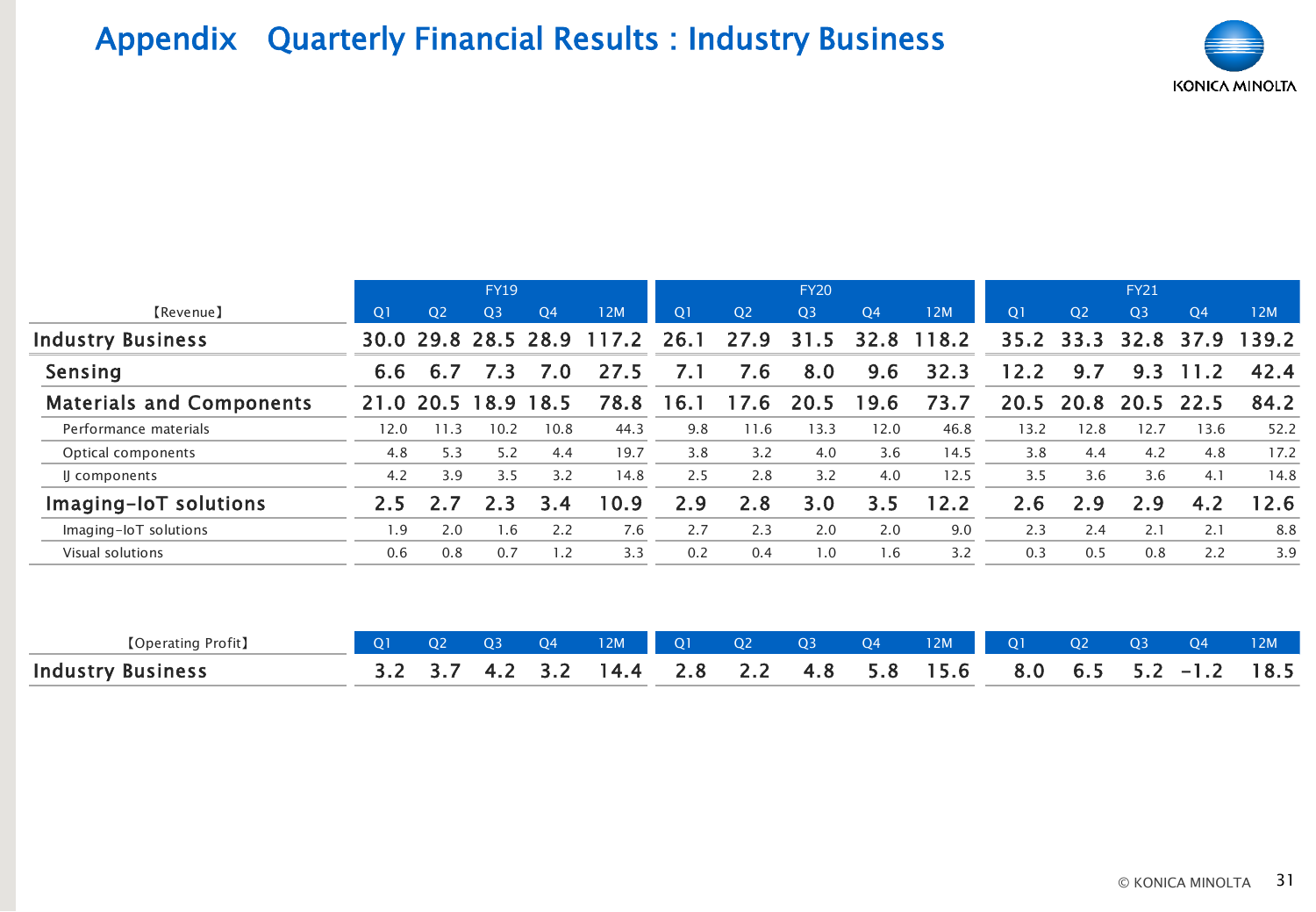# Appendix　Quarterly Financial Results : Industry Business

| 【Revenue】 | FY19 | | | | | FY20 | | | | | FY21 | | | | |
|---|---|---|---|---|---|---|---|---|---|---|---|---|---|---|---|
| | Q1 | Q2 | Q3 | Q4 | 12M | Q1 | Q2 | Q3 | Q4 | 12M | Q1 | Q2 | Q3 | Q4 | 12M |
| **Industry Business** | **30.0** | **29.8** | **28.5** | **28.9** | **117.2** | **26.1** | **27.9** | **31.5** | **32.8** | **118.2** | **35.2** | **33.3** | **32.8** | **37.9** | **139.2** |
| **Sensing** | **6.6** | **6.7** | **7.3** | **7.0** | **27.5** | **7.1** | **7.6** | **8.0** | **9.6** | **32.3** | **12.2** | **9.7** | **9.3** | **11.2** | **42.4** |
| **Materials and Components** | **21.0** | **20.5** | **18.9** | **18.5** | **78.8** | **16.1** | **17.6** | **20.5** | **19.6** | **73.7** | **20.5** | **20.8** | **20.5** | **22.5** | **84.2** |
| Performance materials | 12.0 | 11.3 | 10.2 | 10.8 | 44.3 | 9.8 | 11.6 | 13.3 | 12.0 | 46.8 | 13.2 | 12.8 | 12.7 | 13.6 | 52.2 |
| Optical components | 4.8 | 5.3 | 5.2 | 4.4 | 19.7 | 3.8 | 3.2 | 4.0 | 3.6 | 14.5 | 3.8 | 4.4 | 4.2 | 4.8 | 17.2 |
| IJ components | 4.2 | 3.9 | 3.5 | 3.2 | 14.8 | 2.5 | 2.8 | 3.2 | 4.0 | 12.5 | 3.5 | 3.6 | 3.6 | 4.1 | 14.8 |
| **Imaging-IoT solutions** | **2.5** | **2.7** | **2.3** | **3.4** | **10.9** | **2.9** | **2.8** | **3.0** | **3.5** | **12.2** | **2.6** | **2.9** | **2.9** | **4.2** | **12.6** |
| Imaging-IoT solutions | 1.9 | 2.0 | 1.6 | 2.2 | 7.6 | 2.7 | 2.3 | 2.0 | 2.0 | 9.0 | 2.3 | 2.4 | 2.1 | 2.1 | 8.8 |
| Visual solutions | 0.6 | 0.8 | 0.7 | 1.2 | 3.3 | 0.2 | 0.4 | 1.0 | 1.6 | 3.2 | 0.3 | 0.5 | 0.8 | 2.2 | 3.9 |

| 【Operating Profit】 | Q1 | Q2 | Q3 | Q4 | 12M | Q1 | Q2 | Q3 | Q4 | 12M | Q1 | Q2 | Q3 | Q4 | 12M |
|---|---|---|---|---|---|---|---|---|---|---|---|---|---|---|---|
| **Industry Business** | **3.2** | **3.7** | **4.2** | **3.2** | **14.4** | **2.8** | **2.2** | **4.8** | **5.8** | **15.6** | **8.0** | **6.5** | **5.2** | **-1.2** | **18.5** |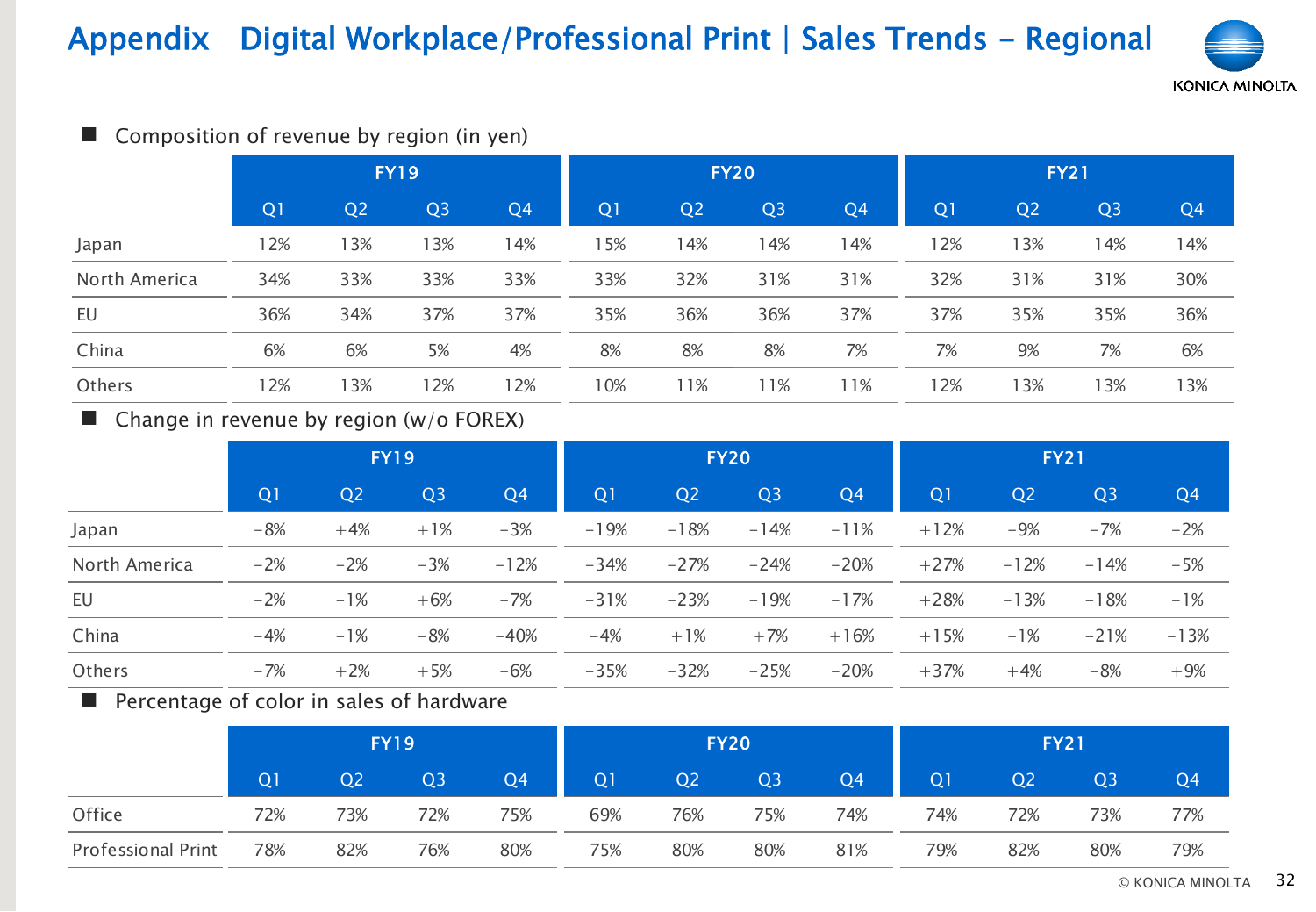# Appendix Digital Workplace/Professional Print | Sales Trends - Regional

■ Composition of revenue by region (in yen)

| | FY19 | | | | FY20 | | | | FY21 | | | |
|---|---|---|---|---|---|---|---|---|---|---|---|---|
| | Q1 | Q2 | Q3 | Q4 | Q1 | Q2 | Q3 | Q4 | Q1 | Q2 | Q3 | Q4 |
| Japan | 12% | 13% | 13% | 14% | 15% | 14% | 14% | 14% | 12% | 13% | 14% | 14% |
| North America | 34% | 33% | 33% | 33% | 33% | 32% | 31% | 31% | 32% | 31% | 31% | 30% |
| EU | 36% | 34% | 37% | 37% | 35% | 36% | 36% | 37% | 37% | 35% | 35% | 36% |
| China | 6% | 6% | 5% | 4% | 8% | 8% | 8% | 7% | 7% | 9% | 7% | 6% |
| Others | 12% | 13% | 12% | 12% | 10% | 11% | 11% | 11% | 12% | 13% | 13% | 13% |

■ Change in revenue by region (w/o FOREX)

| | FY19 | | | | FY20 | | | | FY21 | | | |
|---|---|---|---|---|---|---|---|---|---|---|---|---|
| | Q1 | Q2 | Q3 | Q4 | Q1 | Q2 | Q3 | Q4 | Q1 | Q2 | Q3 | Q4 |
| Japan | -8% | +4% | +1% | -3% | -19% | -18% | -14% | -11% | +12% | -9% | -7% | -2% |
| North America | -2% | -2% | -3% | -12% | -34% | -27% | -24% | -20% | +27% | -12% | -14% | -5% |
| EU | -2% | -1% | +6% | -7% | -31% | -23% | -19% | -17% | +28% | -13% | -18% | -1% |
| China | -4% | -1% | -8% | -40% | -4% | +1% | +7% | +16% | +15% | -1% | -21% | -13% |
| Others | -7% | +2% | +5% | -6% | -35% | -32% | -25% | -20% | +37% | +4% | -8% | +9% |

■ Percentage of color in sales of hardware

| | FY19 | | | | FY20 | | | | FY21 | | | |
|---|---|---|---|---|---|---|---|---|---|---|---|---|
| | Q1 | Q2 | Q3 | Q4 | Q1 | Q2 | Q3 | Q4 | Q1 | Q2 | Q3 | Q4 |
| Office | 72% | 73% | 72% | 75% | 69% | 76% | 75% | 74% | 74% | 72% | 73% | 77% |
| Professional Print | 78% | 82% | 76% | 80% | 75% | 80% | 80% | 81% | 79% | 82% | 80% | 79% |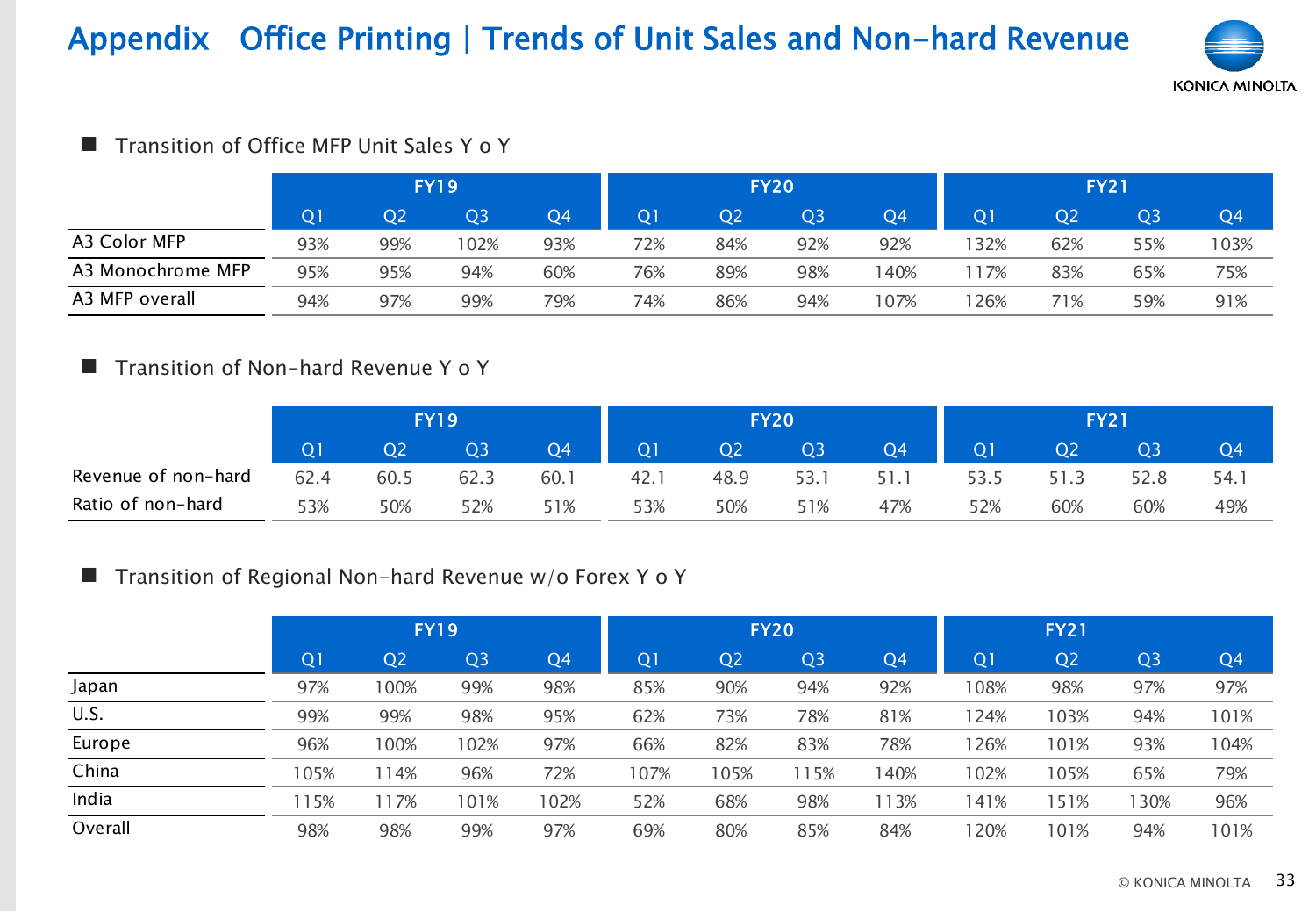# Appendix Office Printing | Trends of Unit Sales and Non-hard Revenue

## Transition of Office MFP Unit Sales Y o Y

| | FY19 | | | | FY20 | | | | FY21 | | | |
|---|---|---|---|---|---|---|---|---|---|---|---|---|
| | Q1 | Q2 | Q3 | Q4 | Q1 | Q2 | Q3 | Q4 | Q1 | Q2 | Q3 | Q4 |
| A3 Color MFP | 93% | 99% | 102% | 93% | 72% | 84% | 92% | 92% | 132% | 62% | 55% | 103% |
| A3 Monochrome MFP | 95% | 95% | 94% | 60% | 76% | 89% | 98% | 140% | 117% | 83% | 65% | 75% |
| A3 MFP overall | 94% | 97% | 99% | 79% | 74% | 86% | 94% | 107% | 126% | 71% | 59% | 91% |

## Transition of Non-hard Revenue Y o Y

| | FY19 | | | | FY20 | | | | FY21 | | | |
|---|---|---|---|---|---|---|---|---|---|---|---|---|
| | Q1 | Q2 | Q3 | Q4 | Q1 | Q2 | Q3 | Q4 | Q1 | Q2 | Q3 | Q4 |
| Revenue of non-hard | 62.4 | 60.5 | 62.3 | 60.1 | 42.1 | 48.9 | 53.1 | 51.1 | 53.5 | 51.3 | 52.8 | 54.1 |
| Ratio of non-hard | 53% | 50% | 52% | 51% | 53% | 50% | 51% | 47% | 52% | 60% | 60% | 49% |

## Transition of Regional Non-hard Revenue w/o Forex Y o Y

| | FY19 | | | | FY20 | | | | FY21 | | | |
|---|---|---|---|---|---|---|---|---|---|---|---|---|
| | Q1 | Q2 | Q3 | Q4 | Q1 | Q2 | Q3 | Q4 | Q1 | Q2 | Q3 | Q4 |
| Japan | 97% | 100% | 99% | 98% | 85% | 90% | 94% | 92% | 108% | 98% | 97% | 97% |
| U.S. | 99% | 99% | 98% | 95% | 62% | 73% | 78% | 81% | 124% | 103% | 94% | 101% |
| Europe | 96% | 100% | 102% | 97% | 66% | 82% | 83% | 78% | 126% | 101% | 93% | 104% |
| China | 105% | 114% | 96% | 72% | 107% | 105% | 115% | 140% | 102% | 105% | 65% | 79% |
| India | 115% | 117% | 101% | 102% | 52% | 68% | 98% | 113% | 141% | 151% | 130% | 96% |
| Overall | 98% | 98% | 99% | 97% | 69% | 80% | 85% | 84% | 120% | 101% | 94% | 101% |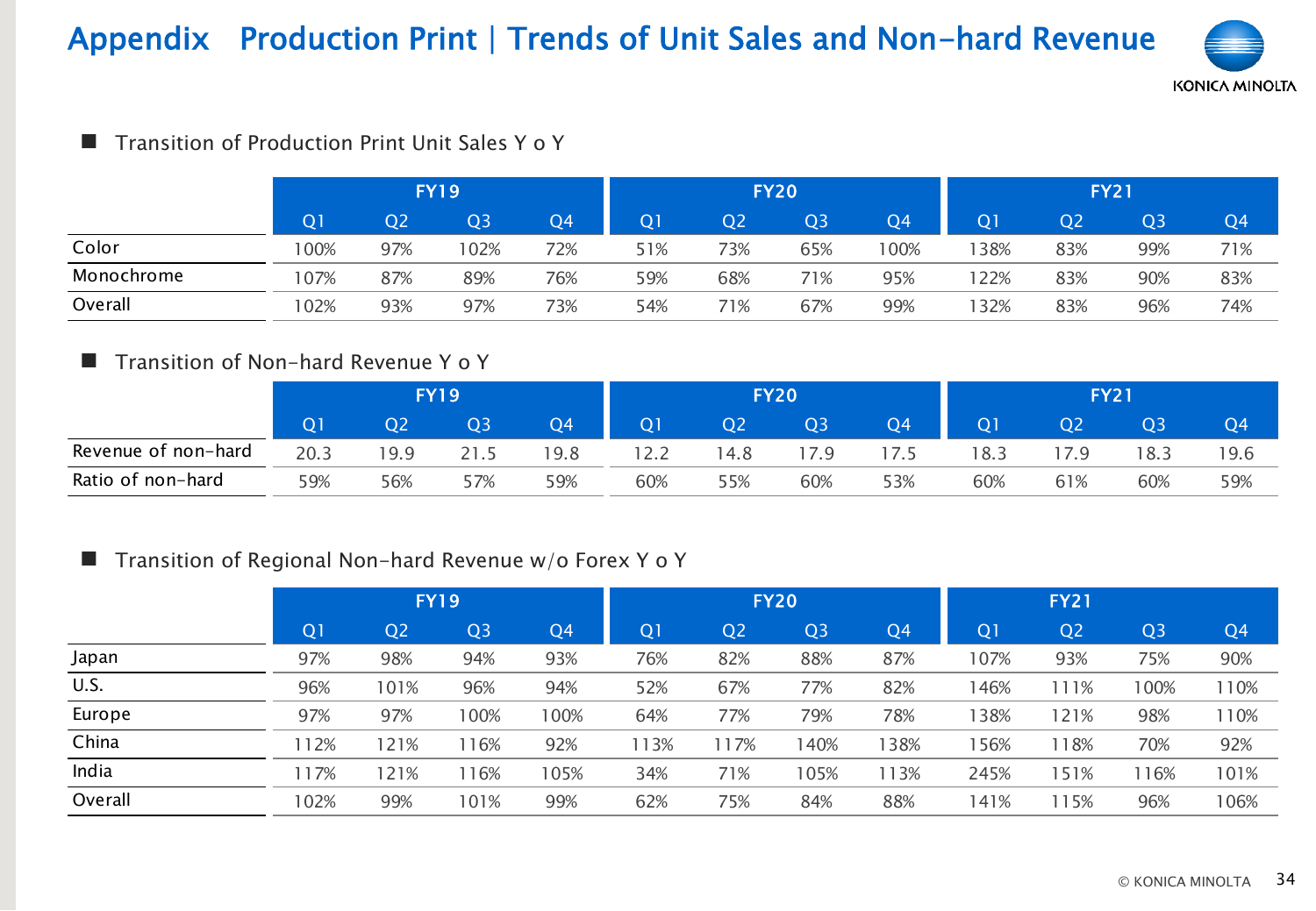# Appendix Production Print | Trends of Unit Sales and Non-hard Revenue

## ■ Transition of Production Print Unit Sales Y o Y

| | FY19 | | | | FY20 | | | | FY21 | | | |
|---|---|---|---|---|---|---|---|---|---|---|---|---|
| | Q1 | Q2 | Q3 | Q4 | Q1 | Q2 | Q3 | Q4 | Q1 | Q2 | Q3 | Q4 |
| Color | 100% | 97% | 102% | 72% | 51% | 73% | 65% | 100% | 138% | 83% | 99% | 71% |
| Monochrome | 107% | 87% | 89% | 76% | 59% | 68% | 71% | 95% | 122% | 83% | 90% | 83% |
| Overall | 102% | 93% | 97% | 73% | 54% | 71% | 67% | 99% | 132% | 83% | 96% | 74% |

## ■ Transition of Non-hard Revenue Y o Y

| | FY19 | | | | FY20 | | | | FY21 | | | |
|---|---|---|---|---|---|---|---|---|---|---|---|---|
| | Q1 | Q2 | Q3 | Q4 | Q1 | Q2 | Q3 | Q4 | Q1 | Q2 | Q3 | Q4 |
| Revenue of non-hard | 20.3 | 19.9 | 21.5 | 19.8 | 12.2 | 14.8 | 17.9 | 17.5 | 18.3 | 17.9 | 18.3 | 19.6 |
| Ratio of non-hard | 59% | 56% | 57% | 59% | 60% | 55% | 60% | 53% | 60% | 61% | 60% | 59% |

## ■ Transition of Regional Non-hard Revenue w/o Forex Y o Y

| | FY19 | | | | FY20 | | | | FY21 | | | |
|---|---|---|---|---|---|---|---|---|---|---|---|---|
| | Q1 | Q2 | Q3 | Q4 | Q1 | Q2 | Q3 | Q4 | Q1 | Q2 | Q3 | Q4 |
| Japan | 97% | 98% | 94% | 93% | 76% | 82% | 88% | 87% | 107% | 93% | 75% | 90% |
| U.S. | 96% | 101% | 96% | 94% | 52% | 67% | 77% | 82% | 146% | 111% | 100% | 110% |
| Europe | 97% | 97% | 100% | 100% | 64% | 77% | 79% | 78% | 138% | 121% | 98% | 110% |
| China | 112% | 121% | 116% | 92% | 113% | 117% | 140% | 138% | 156% | 118% | 70% | 92% |
| India | 117% | 121% | 116% | 105% | 34% | 71% | 105% | 113% | 245% | 151% | 116% | 101% |
| Overall | 102% | 99% | 101% | 99% | 62% | 75% | 84% | 88% | 141% | 115% | 96% | 106% |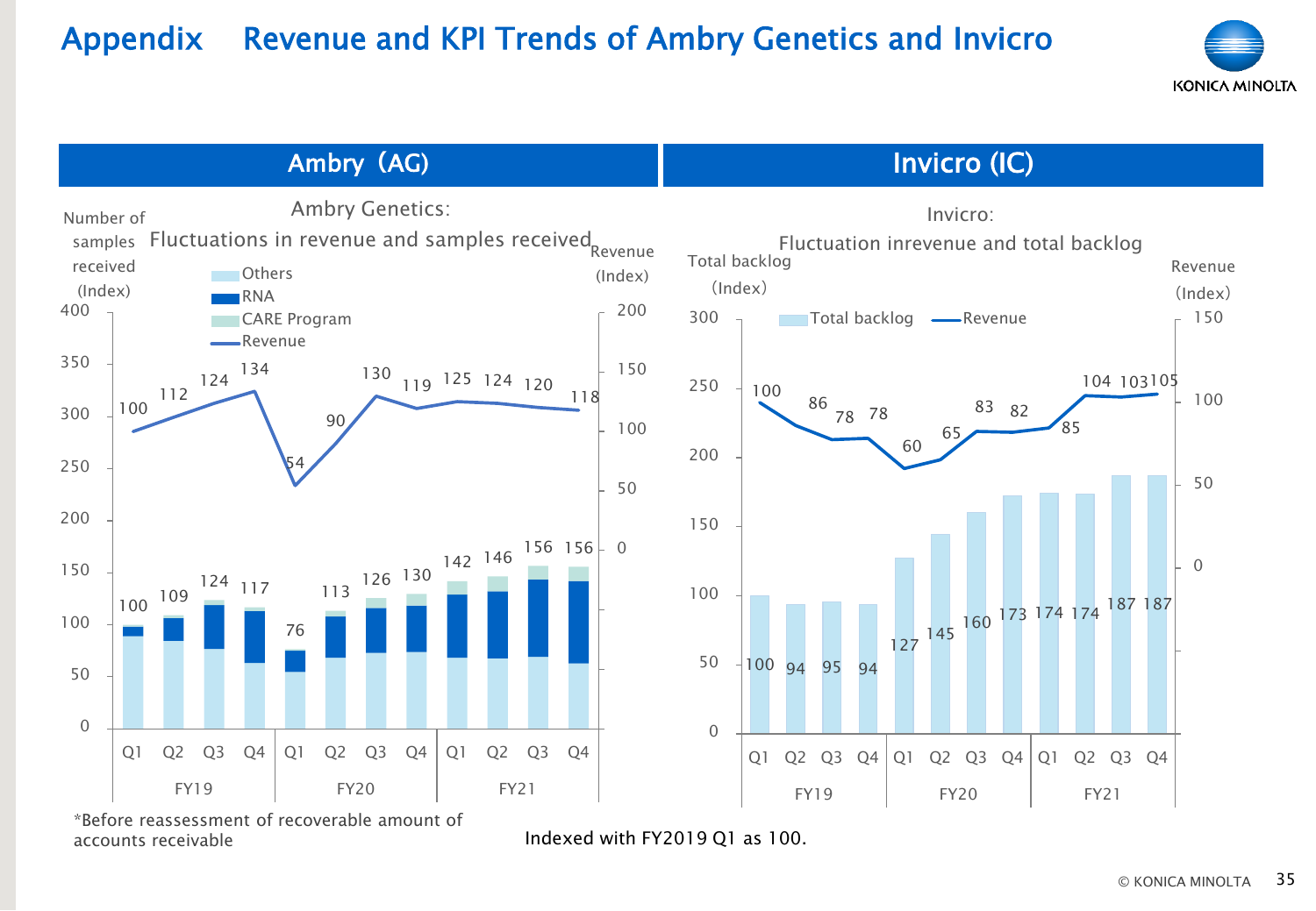# Appendix　Revenue and KPI Trends of Ambry Genetics and Invicro

## Ambry (AG)

**Ambry Genetics: Fluctuations in revenue and samples received**

Number of samples received (Index) / Revenue (Index)

| | FY19 Q1 | FY19 Q2 | FY19 Q3 | FY19 Q4 | FY20 Q1 | FY20 Q2 | FY20 Q3 | FY20 Q4 | FY21 Q1 | FY21 Q2 | FY21 Q3 | FY21 Q4 |
|---|---|---|---|---|---|---|---|---|---|---|---|---|
| Number of samples received (Others, RNA, CARE Program) | 100 | 109 | 124 | 117 | 76 | 113 | 126 | 130 | 142 | 146 | 156 | 156 |
| Revenue | 100 | 112 | 124 | 134 | 54 | 90 | 130 | 119 | 125 | 124 | 120 | 118 |

*Before reassessment of recoverable amount of accounts receivable

## Invicro (IC)

**Invicro: Fluctuation inrevenue and total backlog**

Total backlog (Index) / Revenue (Index)

| | FY19 Q1 | FY19 Q2 | FY19 Q3 | FY19 Q4 | FY20 Q1 | FY20 Q2 | FY20 Q3 | FY20 Q4 | FY21 Q1 | FY21 Q2 | FY21 Q3 | FY21 Q4 |
|---|---|---|---|---|---|---|---|---|---|---|---|---|
| Total backlog | 100 | 94 | 95 | 94 | 127 | 145 | 160 | 173 | 174 | 174 | 187 | 187 |
| Revenue | 100 | 86 | 78 | 78 | 60 | 65 | 83 | 82 | 85 | 104 | 103 | 105 |

Indexed with FY2019 Q1 as 100.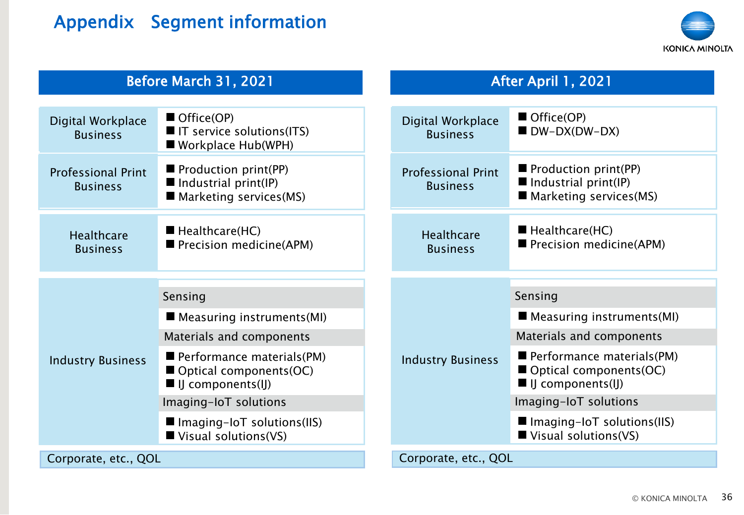# Appendix　Segment information

## Before March 31, 2021

| Segment | Businesses |
|---|---|
| Digital Workplace Business | ■ Office(OP)<br>■ IT service solutions(ITS)<br>■ Workplace Hub(WPH) |
| Professional Print Business | ■ Production print(PP)<br>■ Industrial print(IP)<br>■ Marketing services(MS) |
| Healthcare Business | ■ Healthcare(HC)<br>■ Precision medicine(APM) |
| Industry Business | **Sensing**<br>■ Measuring instruments(MI)<br>**Materials and components**<br>■ Performance materials(PM)<br>■ Optical components(OC)<br>■ IJ components(IJ)<br>**Imaging-IoT solutions**<br>■ Imaging-IoT solutions(IIS)<br>■ Visual solutions(VS) |
| Corporate, etc., QOL | |

## After April 1, 2021

| Segment | Businesses |
|---|---|
| Digital Workplace Business | ■ Office(OP)<br>■ DW-DX(DW-DX) |
| Professional Print Business | ■ Production print(PP)<br>■ Industrial print(IP)<br>■ Marketing services(MS) |
| Healthcare Business | ■ Healthcare(HC)<br>■ Precision medicine(APM) |
| Industry Business | **Sensing**<br>■ Measuring instruments(MI)<br>**Materials and components**<br>■ Performance materials(PM)<br>■ Optical components(OC)<br>■ IJ components(IJ)<br>**Imaging-IoT solutions**<br>■ Imaging-IoT solutions(IIS)<br>■ Visual solutions(VS) |
| Corporate, etc., QOL | |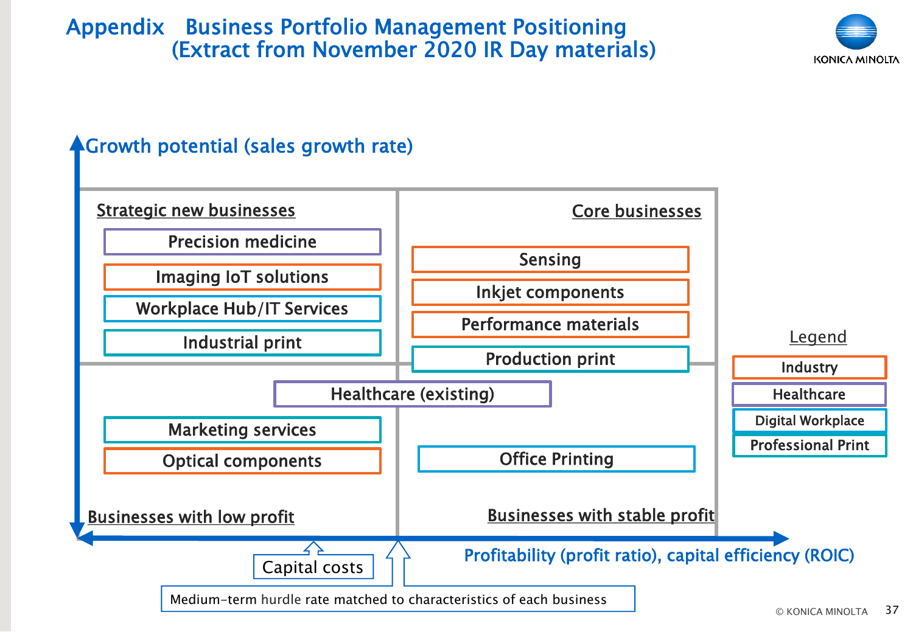# Appendix Business Portfolio Management Positioning (Extract from November 2020 IR Day materials)

**Growth potential (sales growth rate)** (vertical axis)

**Profitability (profit ratio), capital efficiency (ROIC)** (horizontal axis)

### Strategic new businesses

- Precision medicine
- Imaging IoT solutions
- Workplace Hub/IT Services
- Industrial print

### Core businesses

- Sensing
- Inkjet components
- Performance materials
- Production print

Healthcare (existing)

### Businesses with low profit

- Marketing services
- Optical components

### Businesses with stable profit

- Office Printing

Capital costs

Medium-term hurdle rate matched to characteristics of each business

**Legend**

- Industry
- Healthcare
- Digital Workplace
- Professional Print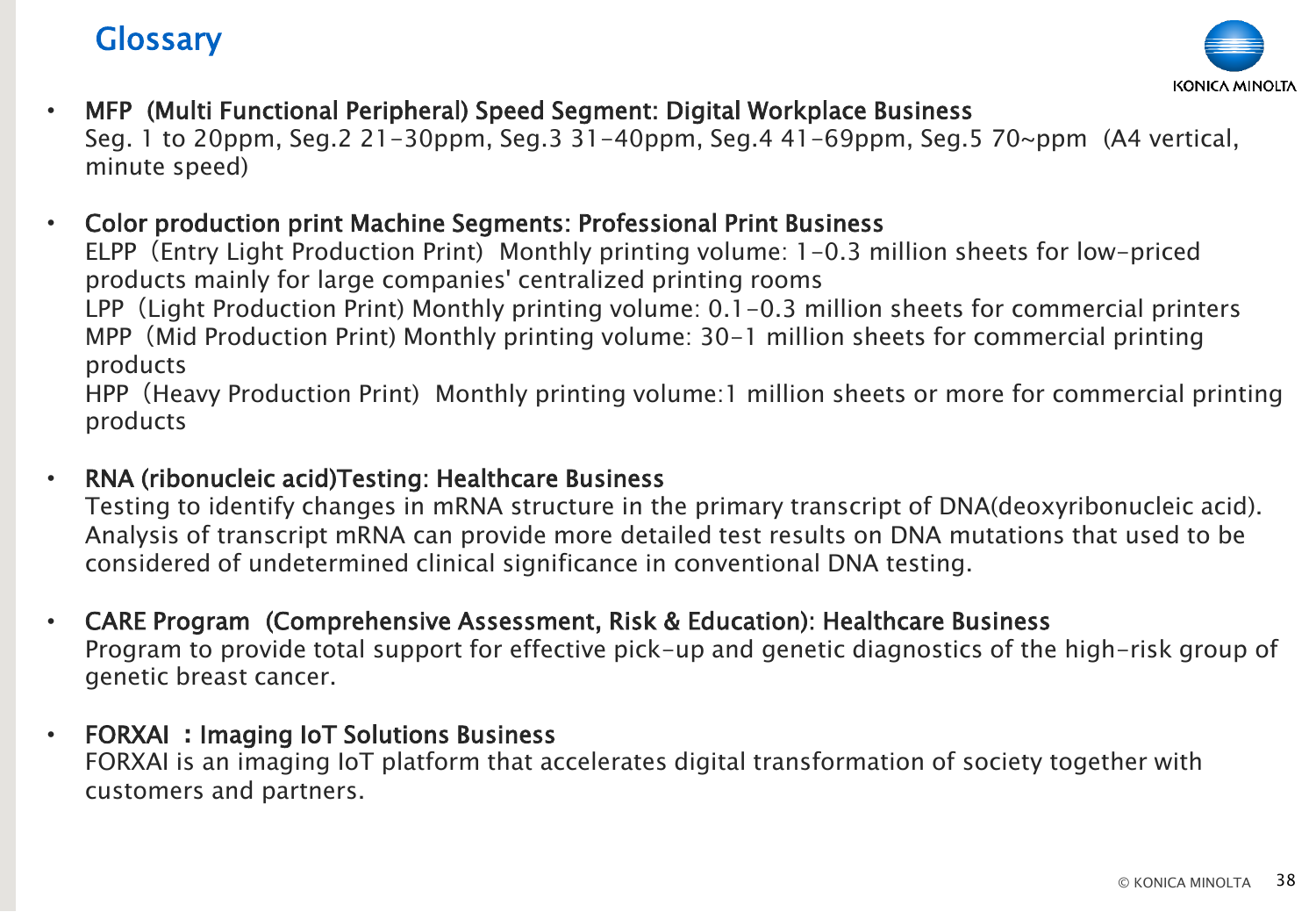# Glossary

- **MFP (Multi Functional Peripheral) Speed Segment: Digital Workplace Business**
  Seg. 1 to 20ppm, Seg.2 21-30ppm, Seg.3 31-40ppm, Seg.4 41-69ppm, Seg.5 70~ppm (A4 vertical, minute speed)

- **Color production print Machine Segments: Professional Print Business**
  ELPP（Entry Light Production Print） Monthly printing volume: 1-0.3 million sheets for low-priced products mainly for large companies' centralized printing rooms
  LPP（Light Production Print) Monthly printing volume: 0.1-0.3 million sheets for commercial printers
  MPP（Mid Production Print) Monthly printing volume: 30-1 million sheets for commercial printing products
  HPP（Heavy Production Print） Monthly printing volume:1 million sheets or more for commercial printing products

- **RNA (ribonucleic acid)Testing: Healthcare Business**
  Testing to identify changes in mRNA structure in the primary transcript of DNA(deoxyribonucleic acid). Analysis of transcript mRNA can provide more detailed test results on DNA mutations that used to be considered of undetermined clinical significance in conventional DNA testing.

- **CARE Program (Comprehensive Assessment, Risk & Education): Healthcare Business**
  Program to provide total support for effective pick-up and genetic diagnostics of the high-risk group of genetic breast cancer.

- **FORXAI : Imaging IoT Solutions Business**
  FORXAI is an imaging IoT platform that accelerates digital transformation of society together with customers and partners.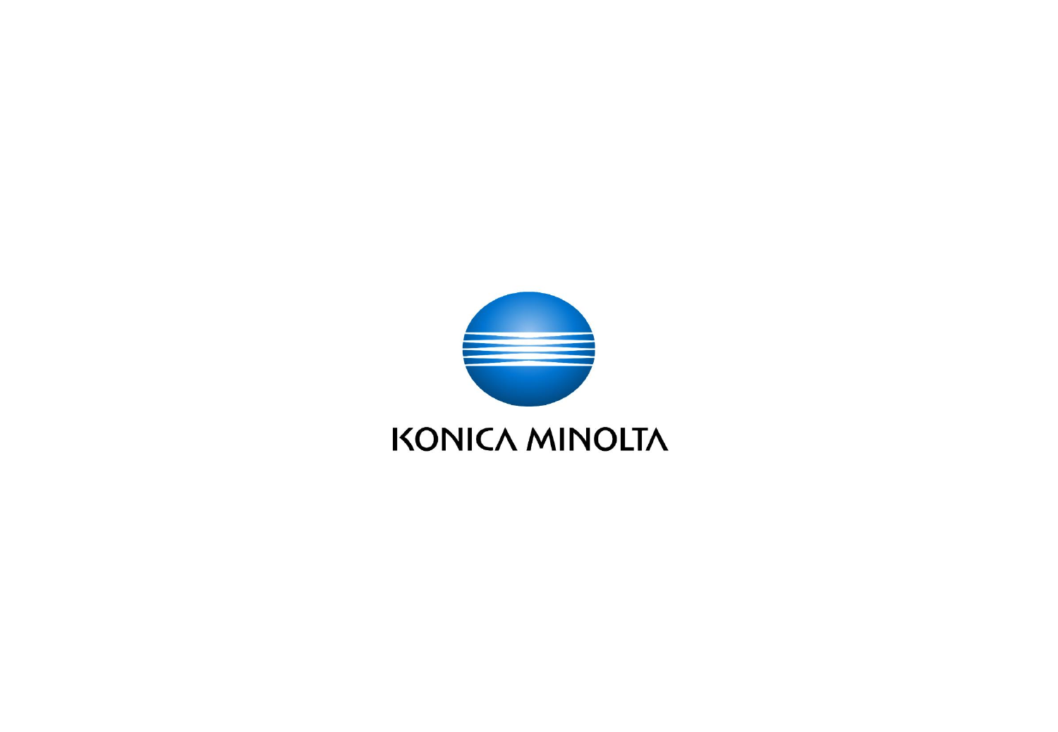KONICA MINOLTA